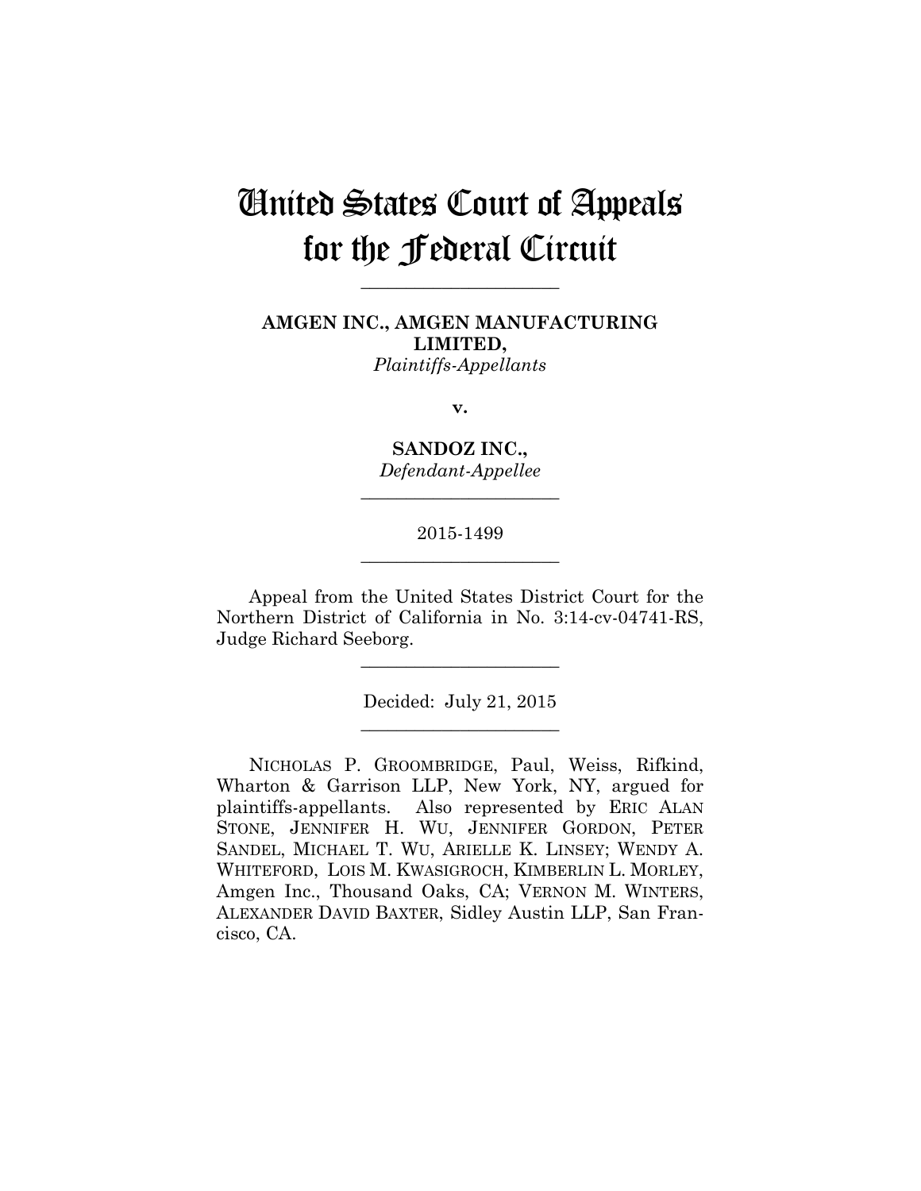# United States Court of Appeals for the Federal Circuit

______________________

**AMGEN INC., AMGEN MANUFACTURING LIMITED,**
*Plaintiffs-Appellants*

**v.**

**SANDOZ INC.,**
*Defendant-Appellee*

______________________

2015-1499

______________________

Appeal from the United States District Court for the Northern District of California in No. 3:14-cv-04741-RS, Judge Richard Seeborg.

______________________

Decided: July 21, 2015

______________________

NICHOLAS P. GROOMBRIDGE, Paul, Weiss, Rifkind, Wharton & Garrison LLP, New York, NY, argued for plaintiffs-appellants. Also represented by ERIC ALAN STONE, JENNIFER H. WU, JENNIFER GORDON, PETER SANDEL, MICHAEL T. WU, ARIELLE K. LINSEY; WENDY A. WHITEFORD, LOIS M. KWASIGROCH, KIMBERLIN L. MORLEY, Amgen Inc., Thousand Oaks, CA; VERNON M. WINTERS, ALEXANDER DAVID BAXTER, Sidley Austin LLP, San Francisco, CA.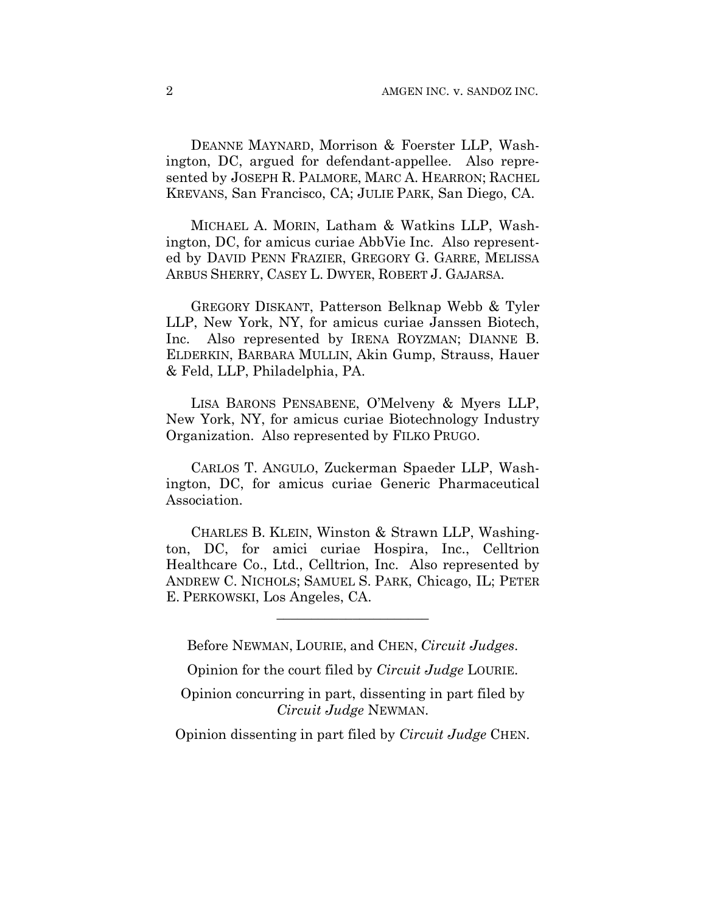DEANNE MAYNARD, Morrison & Foerster LLP, Washington, DC, argued for defendant-appellee. Also represented by JOSEPH R. PALMORE, MARC A. HEARRON; RACHEL KREVANS, San Francisco, CA; JULIE PARK, San Diego, CA.

MICHAEL A. MORIN, Latham & Watkins LLP, Washington, DC, for amicus curiae AbbVie Inc. Also represented by DAVID PENN FRAZIER, GREGORY G. GARRE, MELISSA ARBUS SHERRY, CASEY L. DWYER, ROBERT J. GAJARSA.

GREGORY DISKANT, Patterson Belknap Webb & Tyler LLP, New York, NY, for amicus curiae Janssen Biotech, Inc. Also represented by IRENA ROYZMAN; DIANNE B. ELDERKIN, BARBARA MULLIN, Akin Gump, Strauss, Hauer & Feld, LLP, Philadelphia, PA.

LISA BARONS PENSABENE, O'Melveny & Myers LLP, New York, NY, for amicus curiae Biotechnology Industry Organization. Also represented by FILKO PRUGO.

CARLOS T. ANGULO, Zuckerman Spaeder LLP, Washington, DC, for amicus curiae Generic Pharmaceutical Association.

CHARLES B. KLEIN, Winston & Strawn LLP, Washington, DC, for amici curiae Hospira, Inc., Celltrion Healthcare Co., Ltd., Celltrion, Inc. Also represented by ANDREW C. NICHOLS; SAMUEL S. PARK, Chicago, IL; PETER E. PERKOWSKI, Los Angeles, CA.

______________________

Before NEWMAN, LOURIE, and CHEN, *Circuit Judges*.

Opinion for the court filed by *Circuit Judge* LOURIE.

Opinion concurring in part, dissenting in part filed by *Circuit Judge* NEWMAN.

Opinion dissenting in part filed by *Circuit Judge* CHEN.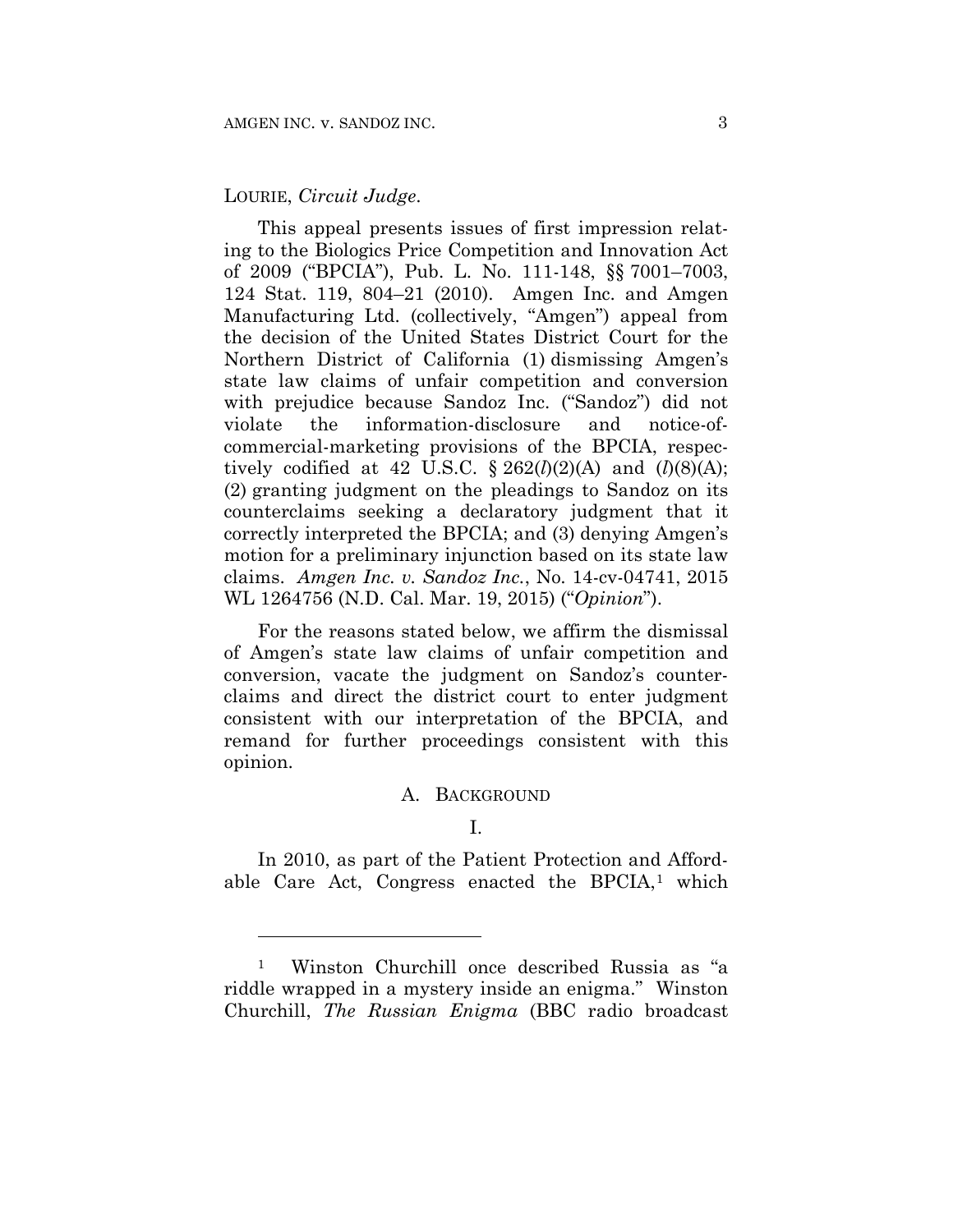LOURIE, *Circuit Judge*.

This appeal presents issues of first impression relating to the Biologics Price Competition and Innovation Act of 2009 ("BPCIA"), Pub. L. No. 111-148, §§ 7001–7003, 124 Stat. 119, 804–21 (2010). Amgen Inc. and Amgen Manufacturing Ltd. (collectively, "Amgen") appeal from the decision of the United States District Court for the Northern District of California (1) dismissing Amgen's state law claims of unfair competition and conversion with prejudice because Sandoz Inc. ("Sandoz") did not violate the information-disclosure and notice-of-commercial-marketing provisions of the BPCIA, respectively codified at 42 U.S.C. § 262(*l*)(2)(A) and (*l*)(8)(A); (2) granting judgment on the pleadings to Sandoz on its counterclaims seeking a declaratory judgment that it correctly interpreted the BPCIA; and (3) denying Amgen's motion for a preliminary injunction based on its state law claims. *Amgen Inc. v. Sandoz Inc.*, No. 14-cv-04741, 2015 WL 1264756 (N.D. Cal. Mar. 19, 2015) ("*Opinion*").

For the reasons stated below, we affirm the dismissal of Amgen's state law claims of unfair competition and conversion, vacate the judgment on Sandoz's counterclaims and direct the district court to enter judgment consistent with our interpretation of the BPCIA, and remand for further proceedings consistent with this opinion.

## A. BACKGROUND

### I.

In 2010, as part of the Patient Protection and Affordable Care Act, Congress enacted the BPCIA,[1] which

---

[1] Winston Churchill once described Russia as "a riddle wrapped in a mystery inside an enigma." Winston Churchill, *The Russian Enigma* (BBC radio broadcast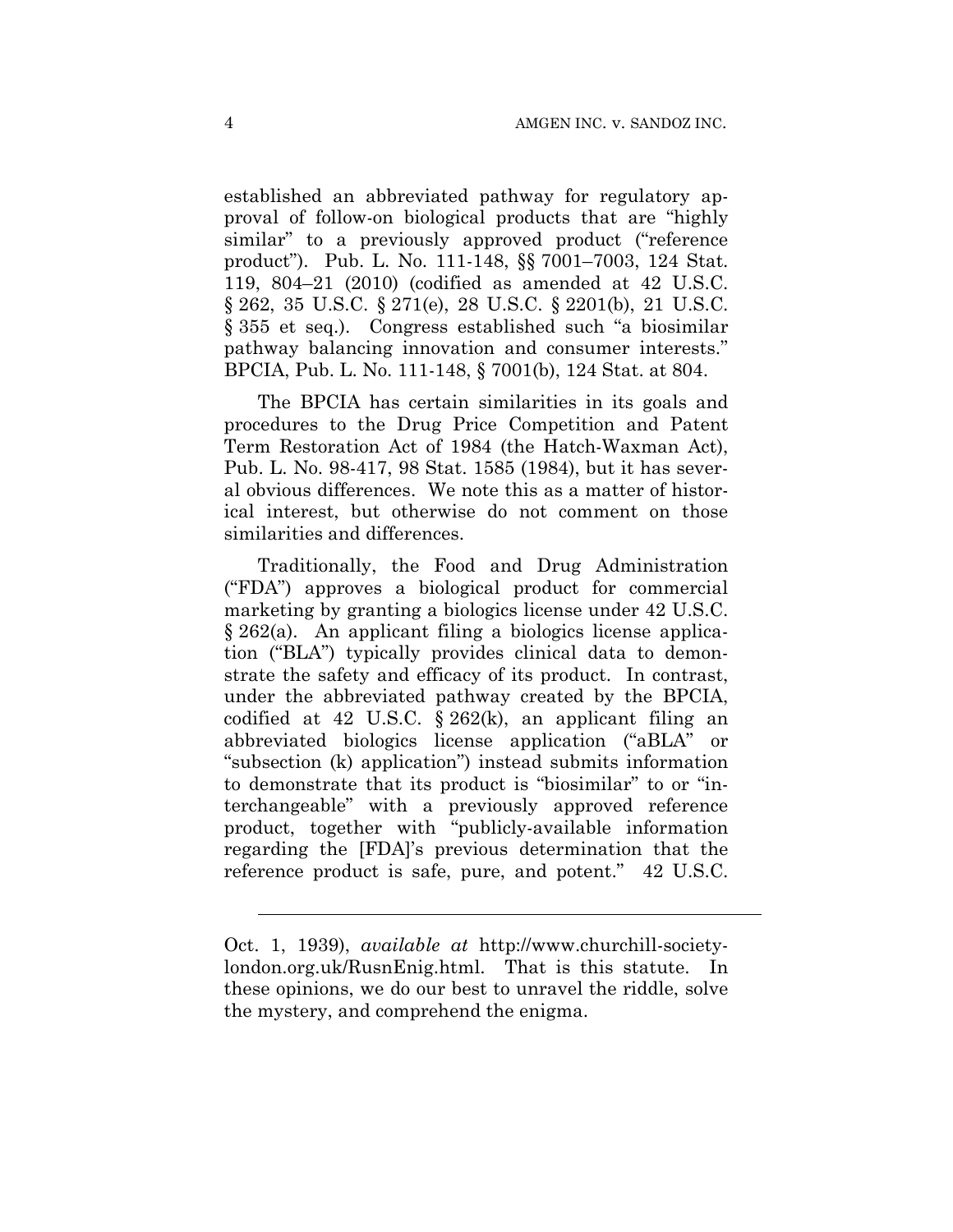established an abbreviated pathway for regulatory approval of follow-on biological products that are "highly similar" to a previously approved product ("reference product"). Pub. L. No. 111-148, §§ 7001–7003, 124 Stat. 119, 804–21 (2010) (codified as amended at 42 U.S.C. § 262, 35 U.S.C. § 271(e), 28 U.S.C. § 2201(b), 21 U.S.C. § 355 et seq.). Congress established such "a biosimilar pathway balancing innovation and consumer interests." BPCIA, Pub. L. No. 111-148, § 7001(b), 124 Stat. at 804.

The BPCIA has certain similarities in its goals and procedures to the Drug Price Competition and Patent Term Restoration Act of 1984 (the Hatch-Waxman Act), Pub. L. No. 98-417, 98 Stat. 1585 (1984), but it has several obvious differences. We note this as a matter of historical interest, but otherwise do not comment on those similarities and differences.

Traditionally, the Food and Drug Administration ("FDA") approves a biological product for commercial marketing by granting a biologics license under 42 U.S.C. § 262(a). An applicant filing a biologics license application ("BLA") typically provides clinical data to demonstrate the safety and efficacy of its product. In contrast, under the abbreviated pathway created by the BPCIA, codified at 42 U.S.C. § 262(k), an applicant filing an abbreviated biologics license application ("aBLA" or "subsection (k) application") instead submits information to demonstrate that its product is "biosimilar" to or "interchangeable" with a previously approved reference product, together with "publicly-available information regarding the [FDA]'s previous determination that the reference product is safe, pure, and potent." 42 U.S.C.

---

Oct. 1, 1939), *available at* http://www.churchill-society-london.org.uk/RusnEnig.html. That is this statute. In these opinions, we do our best to unravel the riddle, solve the mystery, and comprehend the enigma.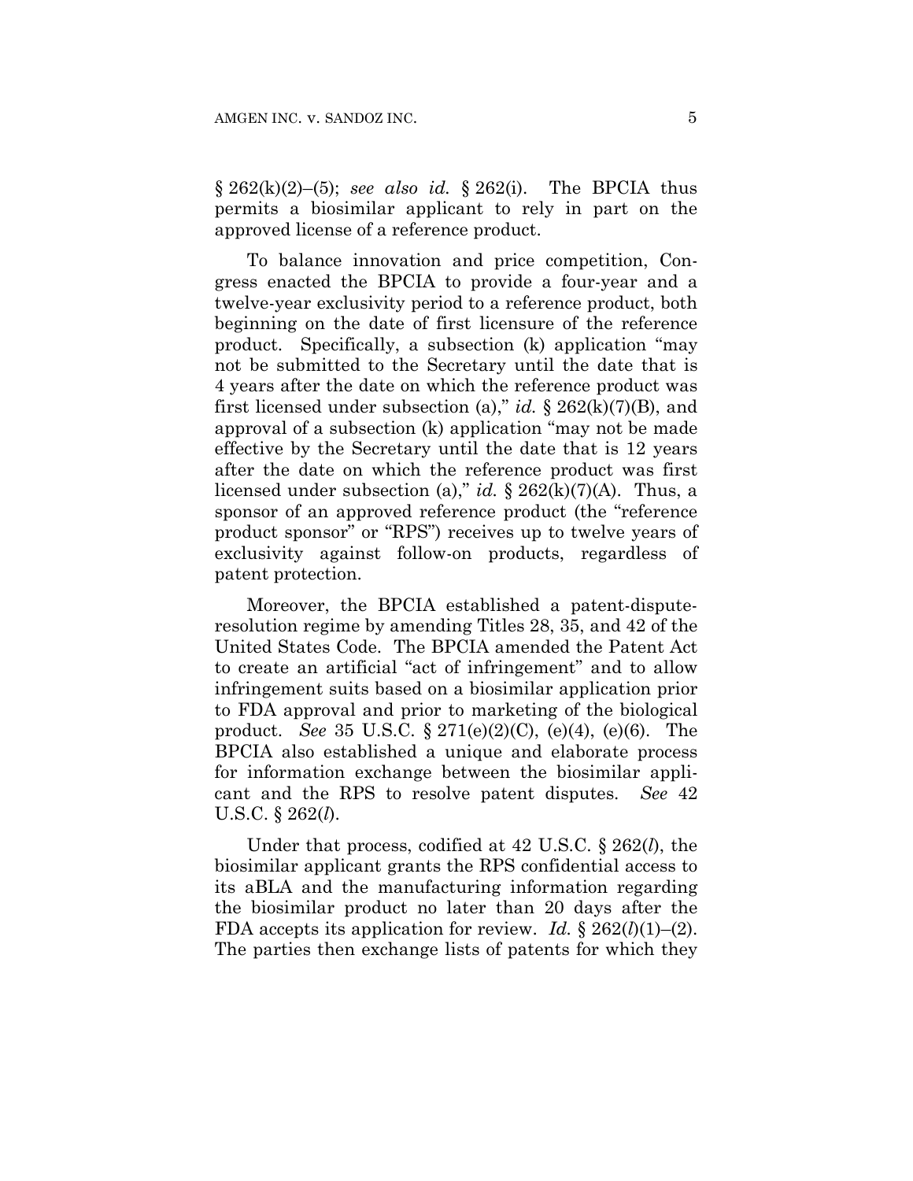§ 262(k)(2)–(5); *see also id.* § 262(i). The BPCIA thus permits a biosimilar applicant to rely in part on the approved license of a reference product.

To balance innovation and price competition, Congress enacted the BPCIA to provide a four-year and a twelve-year exclusivity period to a reference product, both beginning on the date of first licensure of the reference product. Specifically, a subsection (k) application "may not be submitted to the Secretary until the date that is 4 years after the date on which the reference product was first licensed under subsection (a)," *id.* § 262(k)(7)(B), and approval of a subsection (k) application "may not be made effective by the Secretary until the date that is 12 years after the date on which the reference product was first licensed under subsection (a)," *id.* § 262(k)(7)(A). Thus, a sponsor of an approved reference product (the "reference product sponsor" or "RPS") receives up to twelve years of exclusivity against follow-on products, regardless of patent protection.

Moreover, the BPCIA established a patent-dispute-resolution regime by amending Titles 28, 35, and 42 of the United States Code. The BPCIA amended the Patent Act to create an artificial "act of infringement" and to allow infringement suits based on a biosimilar application prior to FDA approval and prior to marketing of the biological product. *See* 35 U.S.C. § 271(e)(2)(C), (e)(4), (e)(6). The BPCIA also established a unique and elaborate process for information exchange between the biosimilar applicant and the RPS to resolve patent disputes. *See* 42 U.S.C. § 262(*l*).

Under that process, codified at 42 U.S.C. § 262(*l*), the biosimilar applicant grants the RPS confidential access to its aBLA and the manufacturing information regarding the biosimilar product no later than 20 days after the FDA accepts its application for review. *Id.* § 262(*l*)(1)–(2). The parties then exchange lists of patents for which they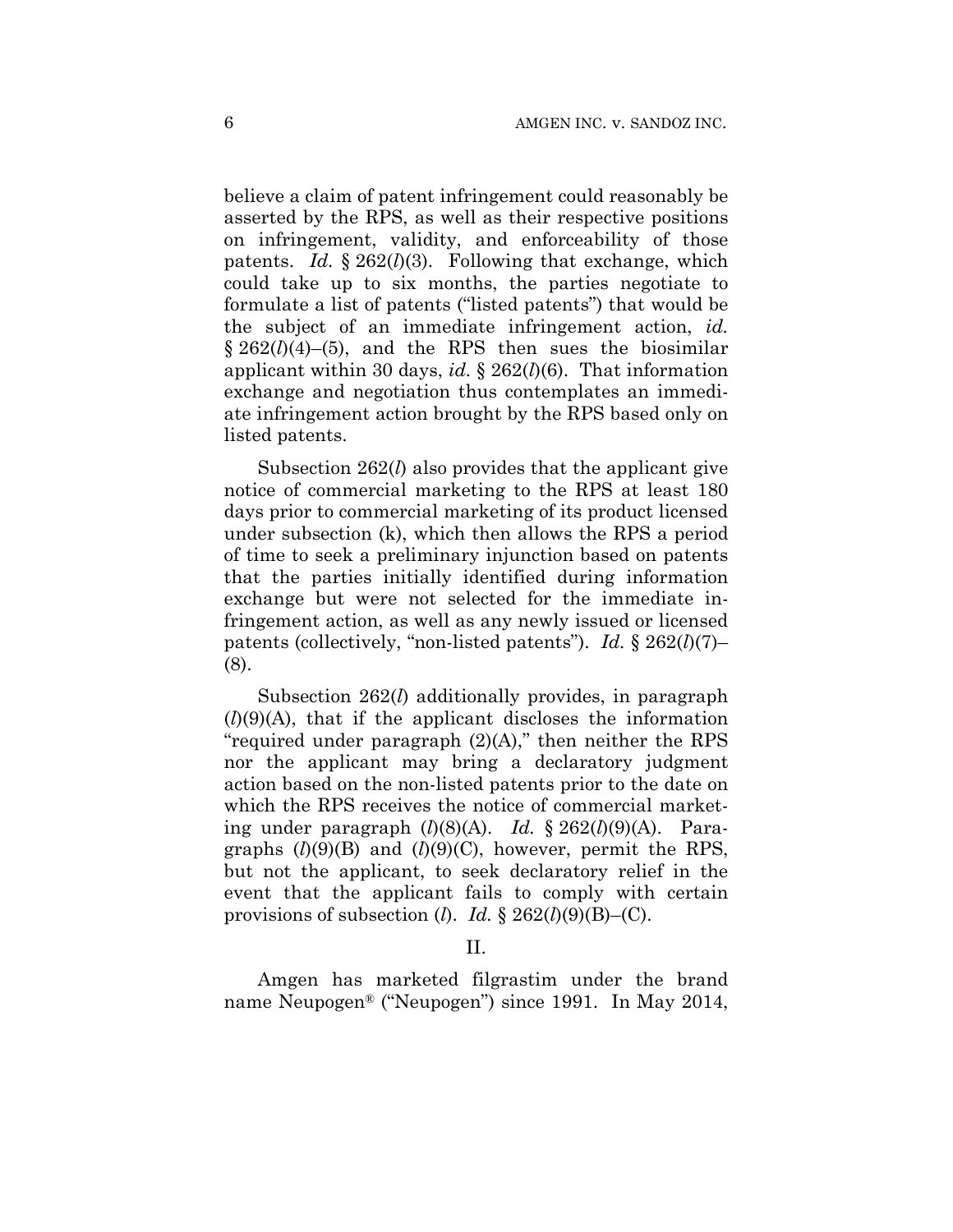believe a claim of patent infringement could reasonably be asserted by the RPS, as well as their respective positions on infringement, validity, and enforceability of those patents. *Id.* § 262(*l*)(3). Following that exchange, which could take up to six months, the parties negotiate to formulate a list of patents ("listed patents") that would be the subject of an immediate infringement action, *id.* § 262(*l*)(4)–(5), and the RPS then sues the biosimilar applicant within 30 days, *id.* § 262(*l*)(6). That information exchange and negotiation thus contemplates an immediate infringement action brought by the RPS based only on listed patents.

Subsection 262(*l*) also provides that the applicant give notice of commercial marketing to the RPS at least 180 days prior to commercial marketing of its product licensed under subsection (k), which then allows the RPS a period of time to seek a preliminary injunction based on patents that the parties initially identified during information exchange but were not selected for the immediate infringement action, as well as any newly issued or licensed patents (collectively, "non-listed patents"). *Id.* § 262(*l*)(7)–(8).

Subsection 262(*l*) additionally provides, in paragraph (*l*)(9)(A), that if the applicant discloses the information "required under paragraph (2)(A)," then neither the RPS nor the applicant may bring a declaratory judgment action based on the non-listed patents prior to the date on which the RPS receives the notice of commercial marketing under paragraph (*l*)(8)(A). *Id.* § 262(*l*)(9)(A). Paragraphs (*l*)(9)(B) and (*l*)(9)(C), however, permit the RPS, but not the applicant, to seek declaratory relief in the event that the applicant fails to comply with certain provisions of subsection (*l*). *Id.* § 262(*l*)(9)(B)–(C).

II.

Amgen has marketed filgrastim under the brand name Neupogen® ("Neupogen") since 1991. In May 2014,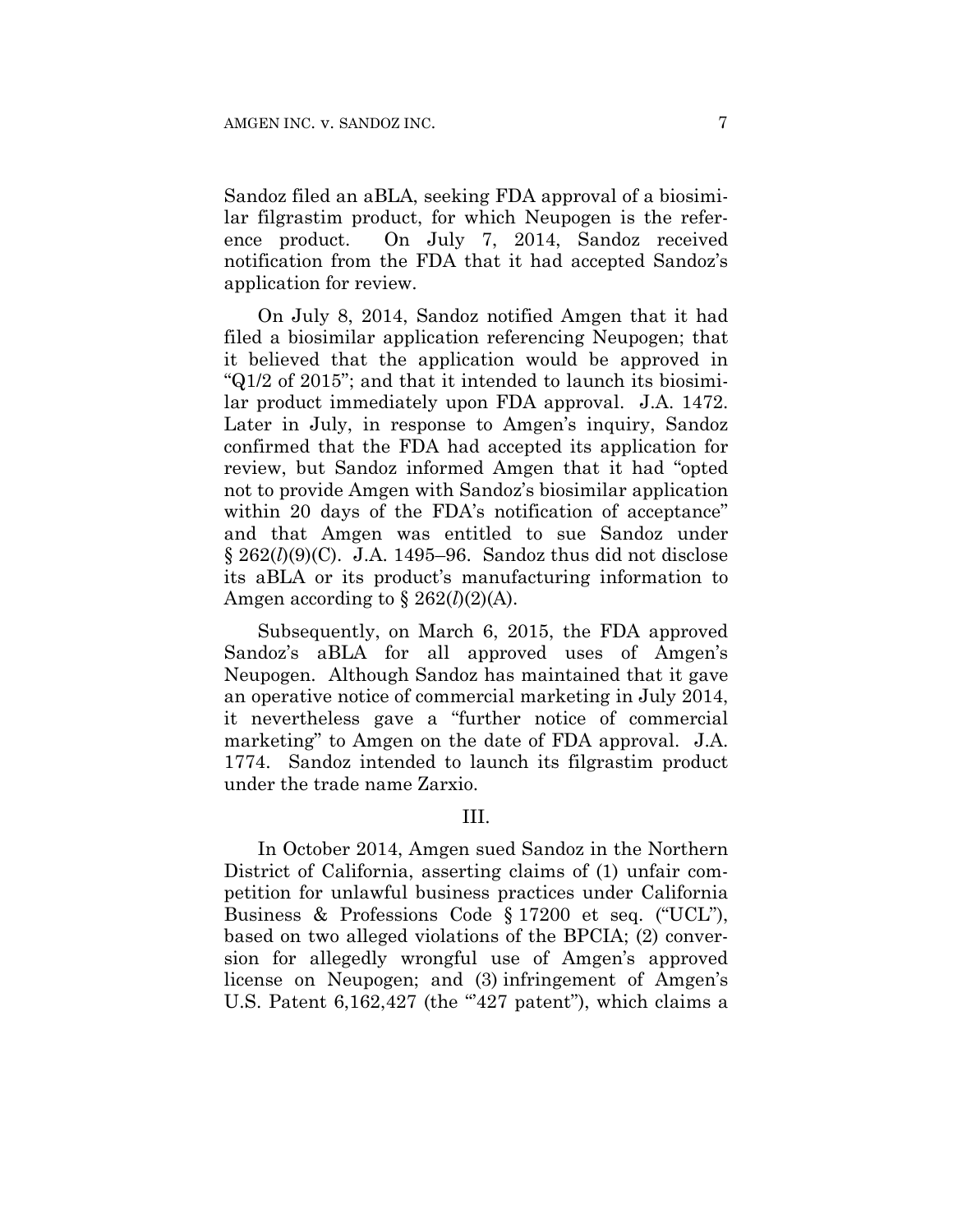Sandoz filed an aBLA, seeking FDA approval of a biosimilar filgrastim product, for which Neupogen is the reference product. On July 7, 2014, Sandoz received notification from the FDA that it had accepted Sandoz's application for review.

On July 8, 2014, Sandoz notified Amgen that it had filed a biosimilar application referencing Neupogen; that it believed that the application would be approved in "Q1/2 of 2015"; and that it intended to launch its biosimilar product immediately upon FDA approval. J.A. 1472. Later in July, in response to Amgen's inquiry, Sandoz confirmed that the FDA had accepted its application for review, but Sandoz informed Amgen that it had "opted not to provide Amgen with Sandoz's biosimilar application within 20 days of the FDA's notification of acceptance" and that Amgen was entitled to sue Sandoz under § 262(*l*)(9)(C). J.A. 1495–96. Sandoz thus did not disclose its aBLA or its product's manufacturing information to Amgen according to § 262(*l*)(2)(A).

Subsequently, on March 6, 2015, the FDA approved Sandoz's aBLA for all approved uses of Amgen's Neupogen. Although Sandoz has maintained that it gave an operative notice of commercial marketing in July 2014, it nevertheless gave a "further notice of commercial marketing" to Amgen on the date of FDA approval. J.A. 1774. Sandoz intended to launch its filgrastim product under the trade name Zarxio.

## III.

In October 2014, Amgen sued Sandoz in the Northern District of California, asserting claims of (1) unfair competition for unlawful business practices under California Business & Professions Code § 17200 et seq. ("UCL"), based on two alleged violations of the BPCIA; (2) conversion for allegedly wrongful use of Amgen's approved license on Neupogen; and (3) infringement of Amgen's U.S. Patent 6,162,427 (the "'427 patent"), which claims a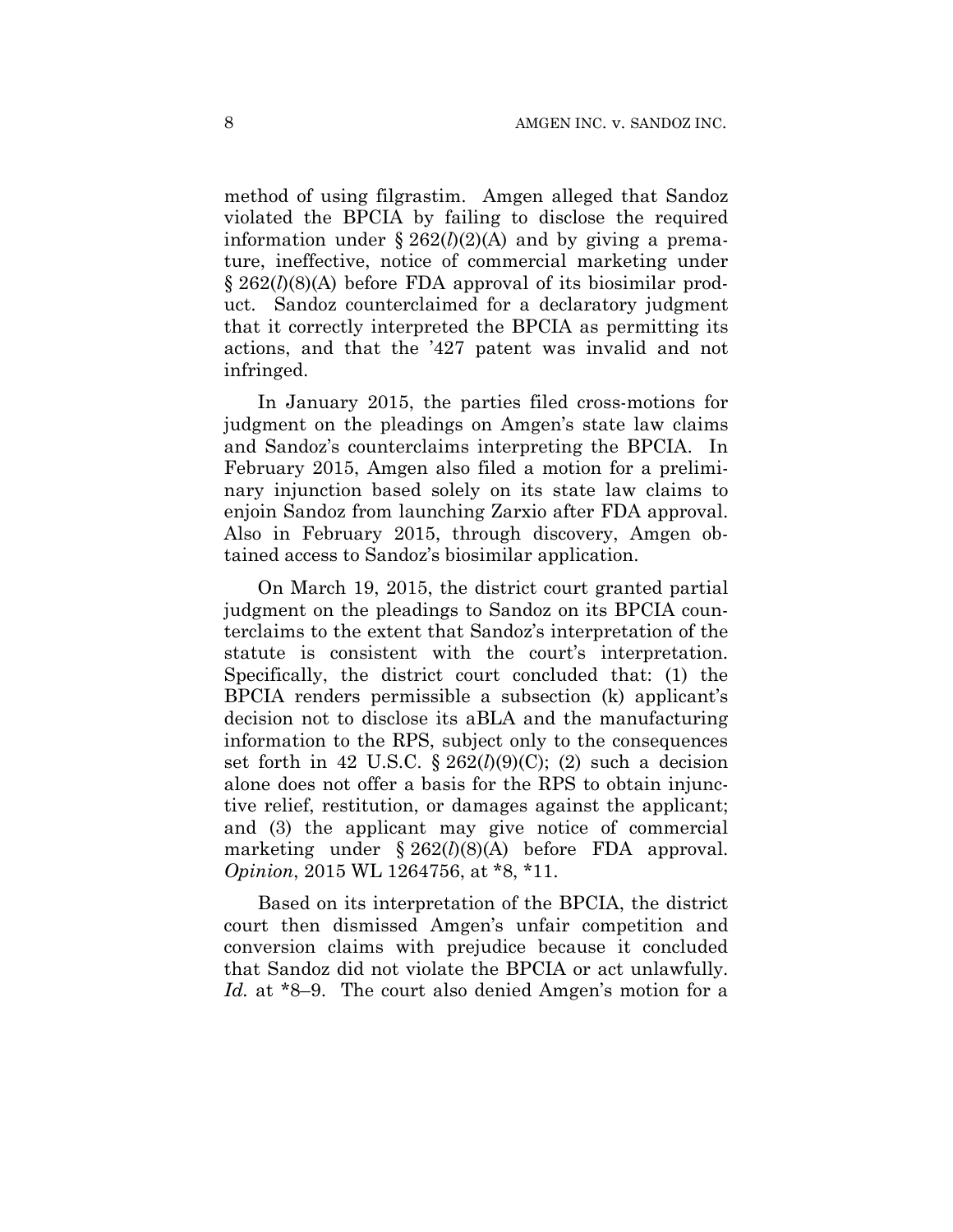method of using filgrastim. Amgen alleged that Sandoz violated the BPCIA by failing to disclose the required information under § 262(*l*)(2)(A) and by giving a premature, ineffective, notice of commercial marketing under § 262(*l*)(8)(A) before FDA approval of its biosimilar product. Sandoz counterclaimed for a declaratory judgment that it correctly interpreted the BPCIA as permitting its actions, and that the '427 patent was invalid and not infringed.

In January 2015, the parties filed cross-motions for judgment on the pleadings on Amgen's state law claims and Sandoz's counterclaims interpreting the BPCIA. In February 2015, Amgen also filed a motion for a preliminary injunction based solely on its state law claims to enjoin Sandoz from launching Zarxio after FDA approval. Also in February 2015, through discovery, Amgen obtained access to Sandoz's biosimilar application.

On March 19, 2015, the district court granted partial judgment on the pleadings to Sandoz on its BPCIA counterclaims to the extent that Sandoz's interpretation of the statute is consistent with the court's interpretation. Specifically, the district court concluded that: (1) the BPCIA renders permissible a subsection (k) applicant's decision not to disclose its aBLA and the manufacturing information to the RPS, subject only to the consequences set forth in 42 U.S.C. § 262(*l*)(9)(C); (2) such a decision alone does not offer a basis for the RPS to obtain injunctive relief, restitution, or damages against the applicant; and (3) the applicant may give notice of commercial marketing under § 262(*l*)(8)(A) before FDA approval. *Opinion*, 2015 WL 1264756, at *8, *11.

Based on its interpretation of the BPCIA, the district court then dismissed Amgen's unfair competition and conversion claims with prejudice because it concluded that Sandoz did not violate the BPCIA or act unlawfully. *Id.* at *8–9. The court also denied Amgen's motion for a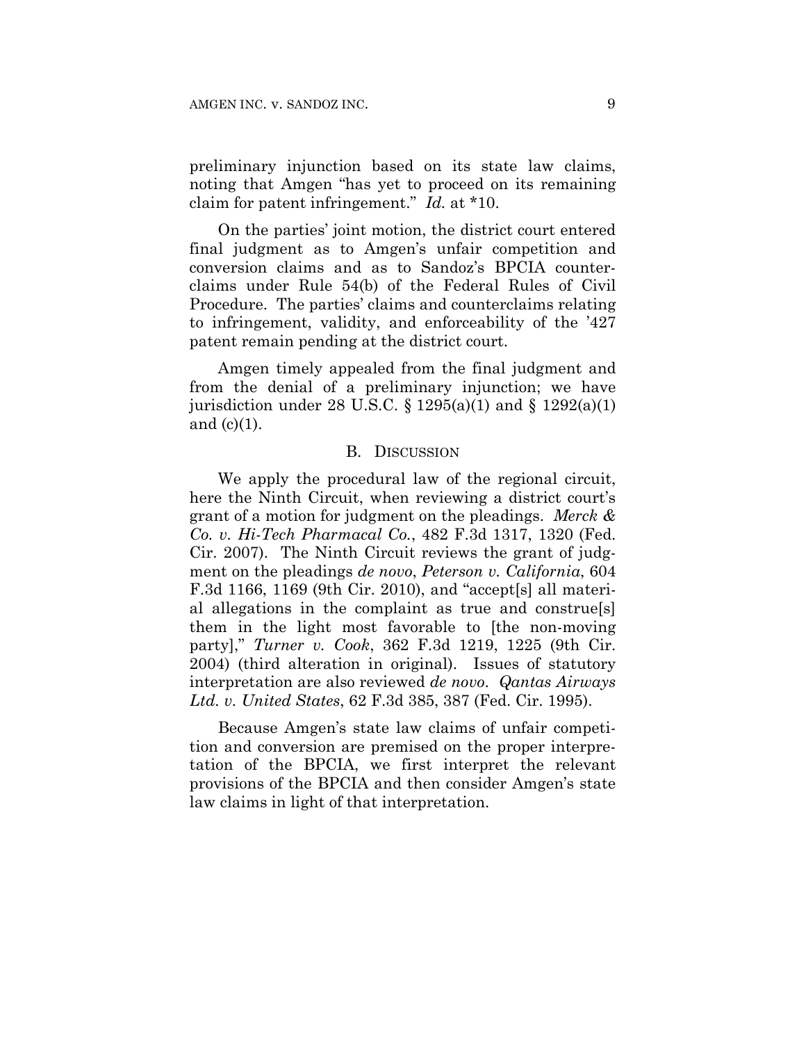preliminary injunction based on its state law claims, noting that Amgen "has yet to proceed on its remaining claim for patent infringement." *Id.* at *10.

On the parties' joint motion, the district court entered final judgment as to Amgen's unfair competition and conversion claims and as to Sandoz's BPCIA counterclaims under Rule 54(b) of the Federal Rules of Civil Procedure. The parties' claims and counterclaims relating to infringement, validity, and enforceability of the '427 patent remain pending at the district court.

Amgen timely appealed from the final judgment and from the denial of a preliminary injunction; we have jurisdiction under 28 U.S.C. § 1295(a)(1) and § 1292(a)(1) and (c)(1).

### B. Discussion

We apply the procedural law of the regional circuit, here the Ninth Circuit, when reviewing a district court's grant of a motion for judgment on the pleadings. *Merck & Co. v. Hi-Tech Pharmacal Co.*, 482 F.3d 1317, 1320 (Fed. Cir. 2007). The Ninth Circuit reviews the grant of judgment on the pleadings *de novo*, *Peterson v. California*, 604 F.3d 1166, 1169 (9th Cir. 2010), and "accept[s] all material allegations in the complaint as true and construe[s] them in the light most favorable to [the non-moving party]," *Turner v. Cook*, 362 F.3d 1219, 1225 (9th Cir. 2004) (third alteration in original). Issues of statutory interpretation are also reviewed *de novo*. *Qantas Airways Ltd. v. United States*, 62 F.3d 385, 387 (Fed. Cir. 1995).

Because Amgen's state law claims of unfair competition and conversion are premised on the proper interpretation of the BPCIA, we first interpret the relevant provisions of the BPCIA and then consider Amgen's state law claims in light of that interpretation.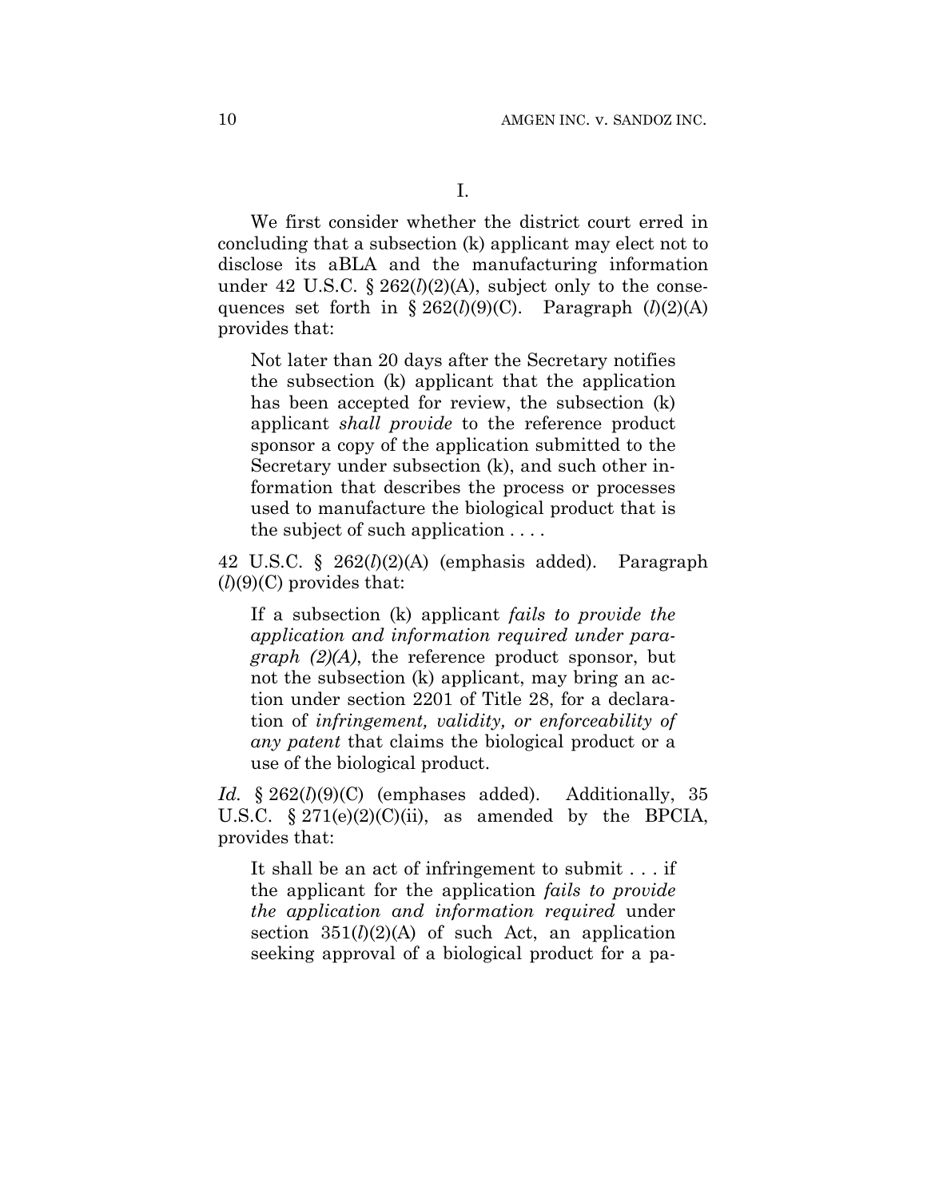I.

We first consider whether the district court erred in concluding that a subsection (k) applicant may elect not to disclose its aBLA and the manufacturing information under 42 U.S.C. § 262(*l*)(2)(A), subject only to the consequences set forth in § 262(*l*)(9)(C). Paragraph (*l*)(2)(A) provides that:

> Not later than 20 days after the Secretary notifies the subsection (k) applicant that the application has been accepted for review, the subsection (k) applicant *shall provide* to the reference product sponsor a copy of the application submitted to the Secretary under subsection (k), and such other information that describes the process or processes used to manufacture the biological product that is the subject of such application . . . .

42 U.S.C. § 262(*l*)(2)(A) (emphasis added). Paragraph (*l*)(9)(C) provides that:

> If a subsection (k) applicant *fails to provide the application and information required under paragraph (2)(A)*, the reference product sponsor, but not the subsection (k) applicant, may bring an action under section 2201 of Title 28, for a declaration of *infringement, validity, or enforceability of any patent* that claims the biological product or a use of the biological product.

*Id.* § 262(*l*)(9)(C) (emphases added). Additionally, 35 U.S.C. § 271(e)(2)(C)(ii), as amended by the BPCIA, provides that:

> It shall be an act of infringement to submit . . . if the applicant for the application *fails to provide the application and information required* under section 351(*l*)(2)(A) of such Act, an application seeking approval of a biological product for a pa-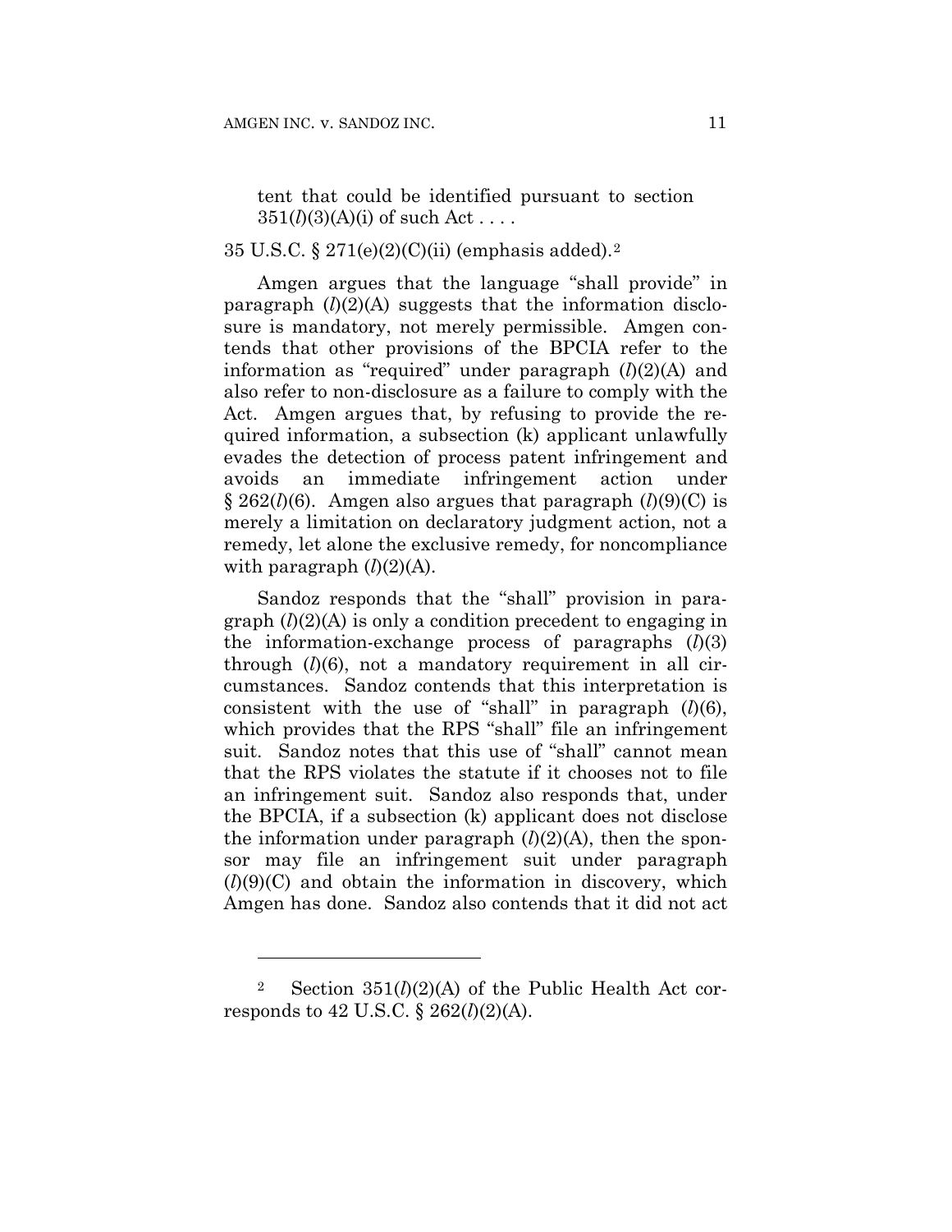tent that could be identified pursuant to section 351(*l*)(3)(A)(i) of such Act . . . .

35 U.S.C. § 271(e)(2)(C)(ii) (emphasis added).[2]

Amgen argues that the language "shall provide" in paragraph (*l*)(2)(A) suggests that the information disclosure is mandatory, not merely permissible. Amgen contends that other provisions of the BPCIA refer to the information as "required" under paragraph (*l*)(2)(A) and also refer to non-disclosure as a failure to comply with the Act. Amgen argues that, by refusing to provide the required information, a subsection (k) applicant unlawfully evades the detection of process patent infringement and avoids an immediate infringement action under § 262(*l*)(6). Amgen also argues that paragraph (*l*)(9)(C) is merely a limitation on declaratory judgment action, not a remedy, let alone the exclusive remedy, for noncompliance with paragraph (*l*)(2)(A).

Sandoz responds that the "shall" provision in paragraph (*l*)(2)(A) is only a condition precedent to engaging in the information-exchange process of paragraphs (*l*)(3) through (*l*)(6), not a mandatory requirement in all circumstances. Sandoz contends that this interpretation is consistent with the use of "shall" in paragraph (*l*)(6), which provides that the RPS "shall" file an infringement suit. Sandoz notes that this use of "shall" cannot mean that the RPS violates the statute if it chooses not to file an infringement suit. Sandoz also responds that, under the BPCIA, if a subsection (k) applicant does not disclose the information under paragraph (*l*)(2)(A), then the sponsor may file an infringement suit under paragraph (*l*)(9)(C) and obtain the information in discovery, which Amgen has done. Sandoz also contends that it did not act

---

[2] Section 351(*l*)(2)(A) of the Public Health Act corresponds to 42 U.S.C. § 262(*l*)(2)(A).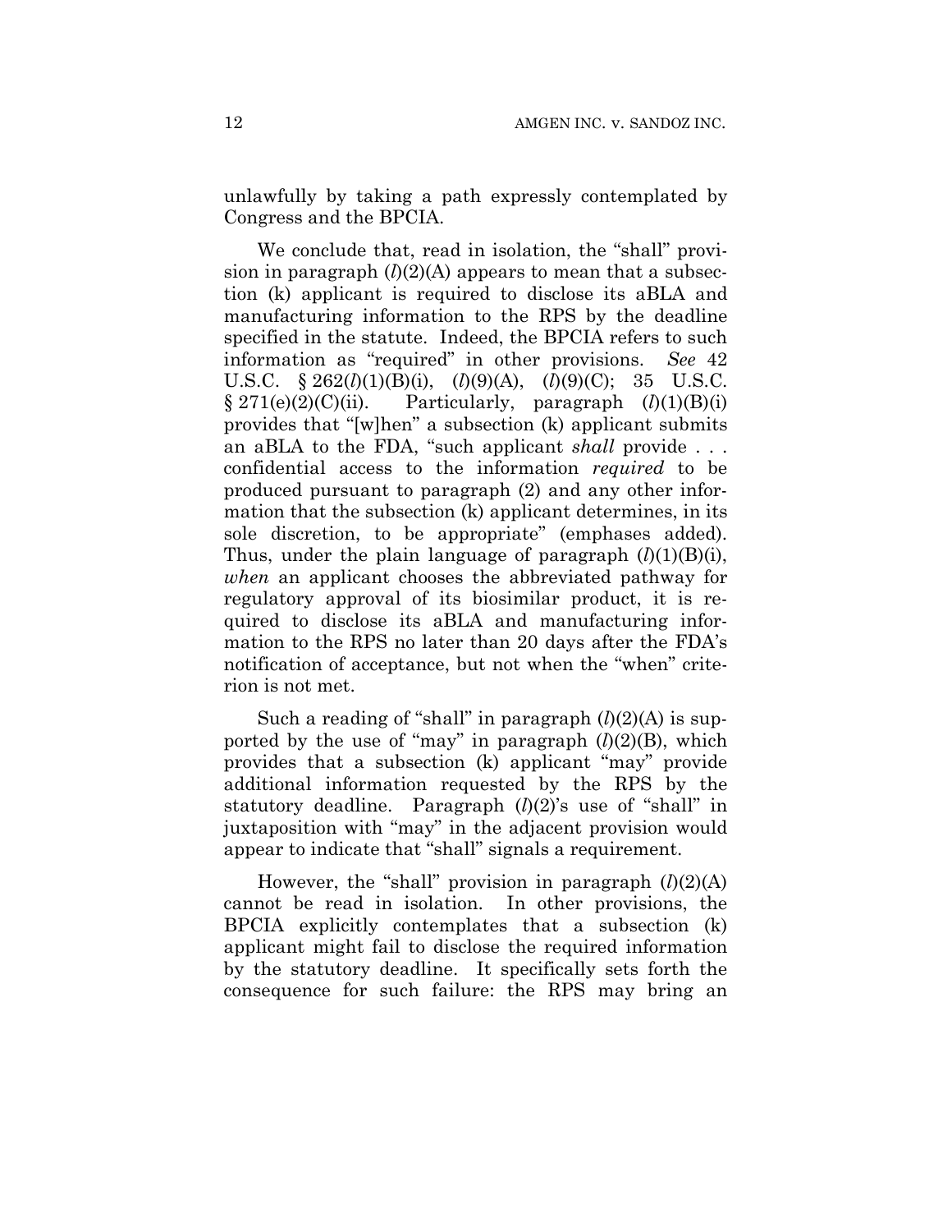unlawfully by taking a path expressly contemplated by Congress and the BPCIA.

We conclude that, read in isolation, the "shall" provision in paragraph (*l*)(2)(A) appears to mean that a subsection (k) applicant is required to disclose its aBLA and manufacturing information to the RPS by the deadline specified in the statute. Indeed, the BPCIA refers to such information as "required" in other provisions. *See* 42 U.S.C. § 262(*l*)(1)(B)(i), (*l*)(9)(A), (*l*)(9)(C); 35 U.S.C. § 271(e)(2)(C)(ii). Particularly, paragraph (*l*)(1)(B)(i) provides that "[w]hen" a subsection (k) applicant submits an aBLA to the FDA, "such applicant *shall* provide . . . confidential access to the information *required* to be produced pursuant to paragraph (2) and any other information that the subsection (k) applicant determines, in its sole discretion, to be appropriate" (emphases added). Thus, under the plain language of paragraph (*l*)(1)(B)(i), *when* an applicant chooses the abbreviated pathway for regulatory approval of its biosimilar product, it is required to disclose its aBLA and manufacturing information to the RPS no later than 20 days after the FDA's notification of acceptance, but not when the "when" criterion is not met.

Such a reading of "shall" in paragraph (*l*)(2)(A) is supported by the use of "may" in paragraph (*l*)(2)(B), which provides that a subsection (k) applicant "may" provide additional information requested by the RPS by the statutory deadline. Paragraph (*l*)(2)'s use of "shall" in juxtaposition with "may" in the adjacent provision would appear to indicate that "shall" signals a requirement.

However, the "shall" provision in paragraph (*l*)(2)(A) cannot be read in isolation. In other provisions, the BPCIA explicitly contemplates that a subsection (k) applicant might fail to disclose the required information by the statutory deadline. It specifically sets forth the consequence for such failure: the RPS may bring an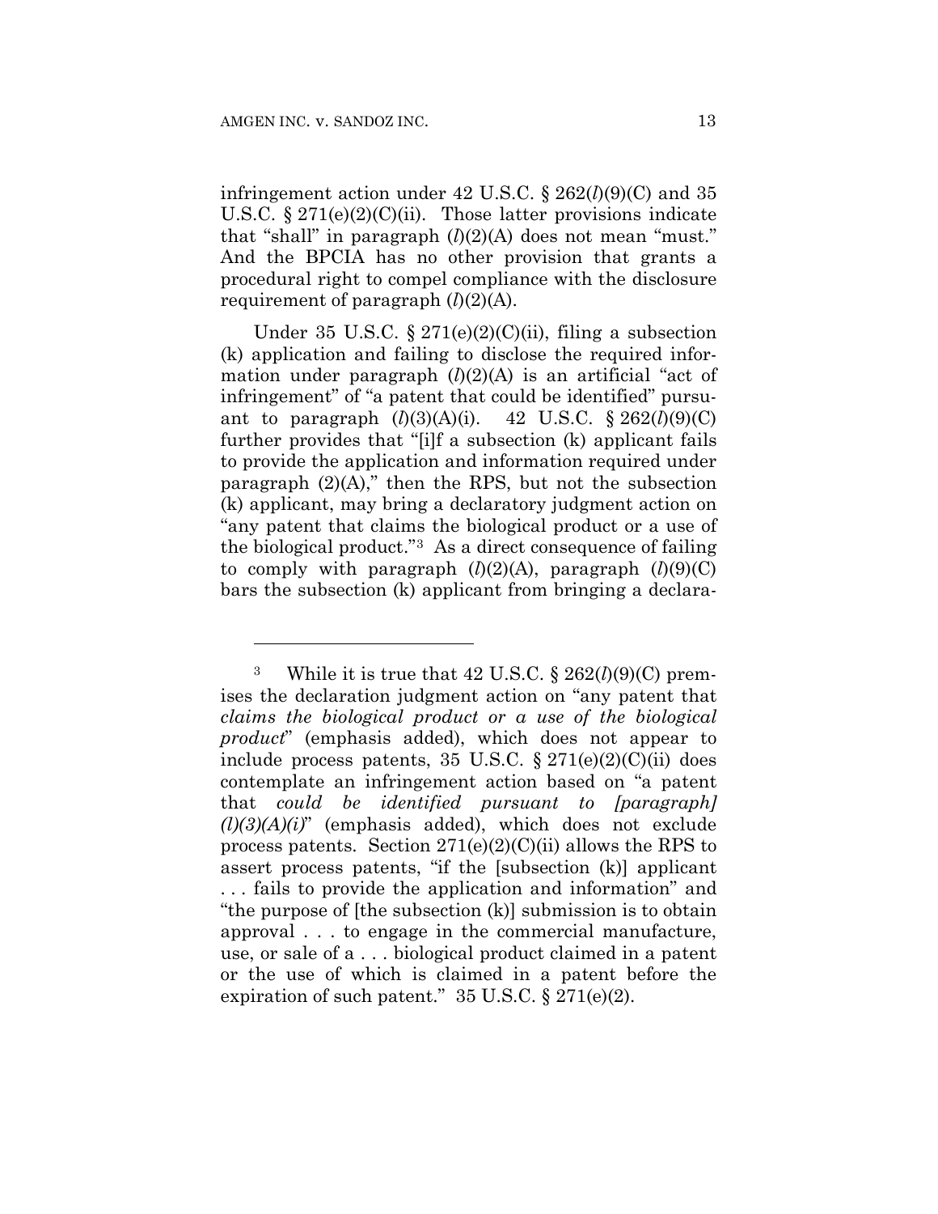infringement action under 42 U.S.C. § 262(*l*)(9)(C) and 35 U.S.C. § 271(e)(2)(C)(ii). Those latter provisions indicate that "shall" in paragraph (*l*)(2)(A) does not mean "must." And the BPCIA has no other provision that grants a procedural right to compel compliance with the disclosure requirement of paragraph (*l*)(2)(A).

Under 35 U.S.C. § 271(e)(2)(C)(ii), filing a subsection (k) application and failing to disclose the required information under paragraph (*l*)(2)(A) is an artificial "act of infringement" of "a patent that could be identified" pursuant to paragraph (*l*)(3)(A)(i). 42 U.S.C. § 262(*l*)(9)(C) further provides that "[i]f a subsection (k) applicant fails to provide the application and information required under paragraph (2)(A)," then the RPS, but not the subsection (k) applicant, may bring a declaratory judgment action on "any patent that claims the biological product or a use of the biological product."[3] As a direct consequence of failing to comply with paragraph (*l*)(2)(A), paragraph (*l*)(9)(C) bars the subsection (k) applicant from bringing a declara-

---

[3] While it is true that 42 U.S.C. § 262(*l*)(9)(C) premises the declaration judgment action on "any patent that *claims the biological product or a use of the biological product*" (emphasis added), which does not appear to include process patents, 35 U.S.C. § 271(e)(2)(C)(ii) does contemplate an infringement action based on "a patent that *could be identified pursuant to [paragraph] (l)(3)(A)(i)*" (emphasis added), which does not exclude process patents. Section 271(e)(2)(C)(ii) allows the RPS to assert process patents, "if the [subsection (k)] applicant . . . fails to provide the application and information" and "the purpose of [the subsection (k)] submission is to obtain approval . . . to engage in the commercial manufacture, use, or sale of a . . . biological product claimed in a patent or the use of which is claimed in a patent before the expiration of such patent." 35 U.S.C. § 271(e)(2).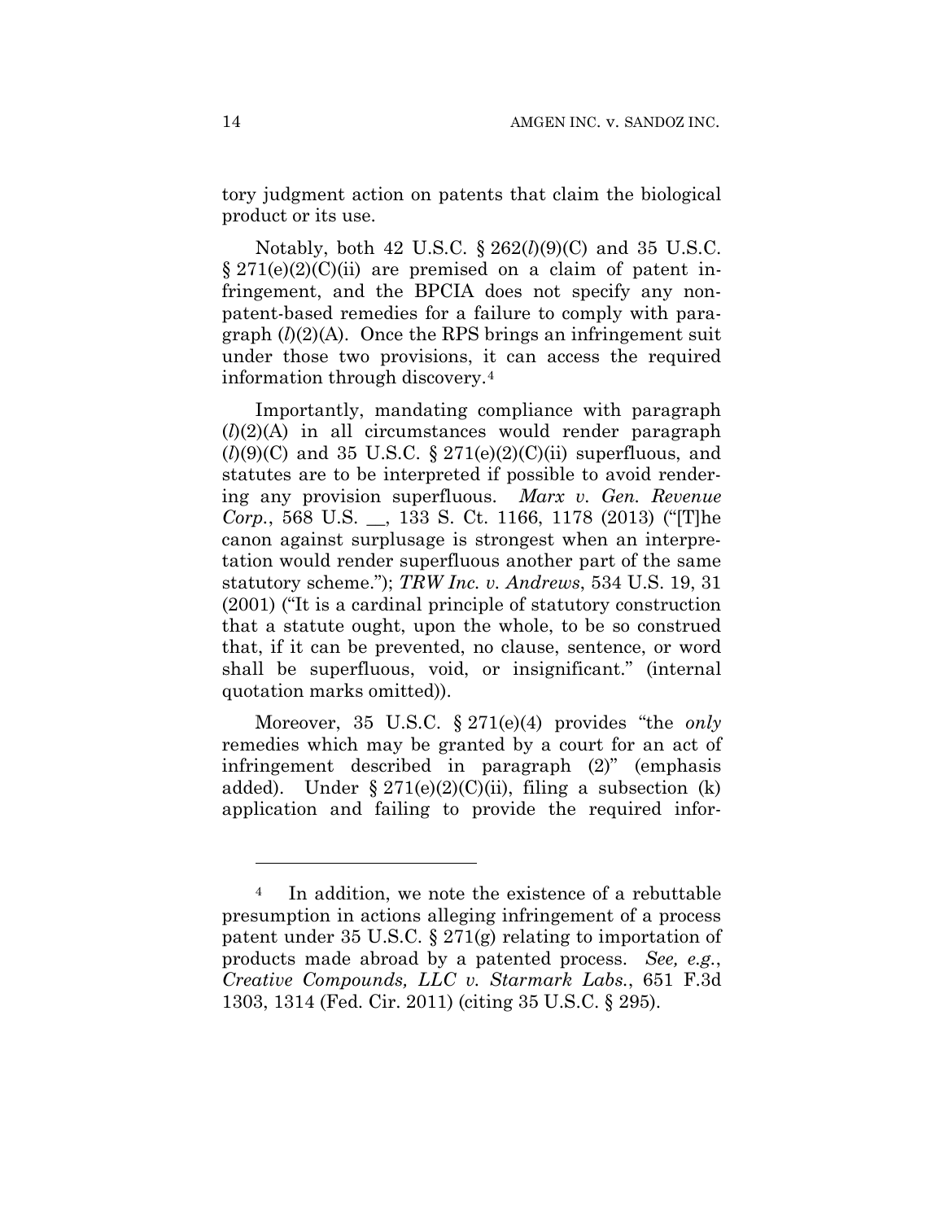tory judgment action on patents that claim the biological product or its use.

Notably, both 42 U.S.C. § 262(*l*)(9)(C) and 35 U.S.C. § 271(e)(2)(C)(ii) are premised on a claim of patent infringement, and the BPCIA does not specify any non-patent-based remedies for a failure to comply with paragraph (*l*)(2)(A). Once the RPS brings an infringement suit under those two provisions, it can access the required information through discovery.[4]

Importantly, mandating compliance with paragraph (*l*)(2)(A) in all circumstances would render paragraph (*l*)(9)(C) and 35 U.S.C. § 271(e)(2)(C)(ii) superfluous, and statutes are to be interpreted if possible to avoid rendering any provision superfluous. *Marx v. Gen. Revenue Corp.*, 568 U.S. __, 133 S. Ct. 1166, 1178 (2013) ("[T]he canon against surplusage is strongest when an interpretation would render superfluous another part of the same statutory scheme."); *TRW Inc. v. Andrews*, 534 U.S. 19, 31 (2001) ("It is a cardinal principle of statutory construction that a statute ought, upon the whole, to be so construed that, if it can be prevented, no clause, sentence, or word shall be superfluous, void, or insignificant." (internal quotation marks omitted)).

Moreover, 35 U.S.C. § 271(e)(4) provides "the *only* remedies which may be granted by a court for an act of infringement described in paragraph (2)" (emphasis added). Under § 271(e)(2)(C)(ii), filing a subsection (k) application and failing to provide the required infor-

---

[4] In addition, we note the existence of a rebuttable presumption in actions alleging infringement of a process patent under 35 U.S.C. § 271(g) relating to importation of products made abroad by a patented process. *See, e.g.*, *Creative Compounds, LLC v. Starmark Labs.*, 651 F.3d 1303, 1314 (Fed. Cir. 2011) (citing 35 U.S.C. § 295).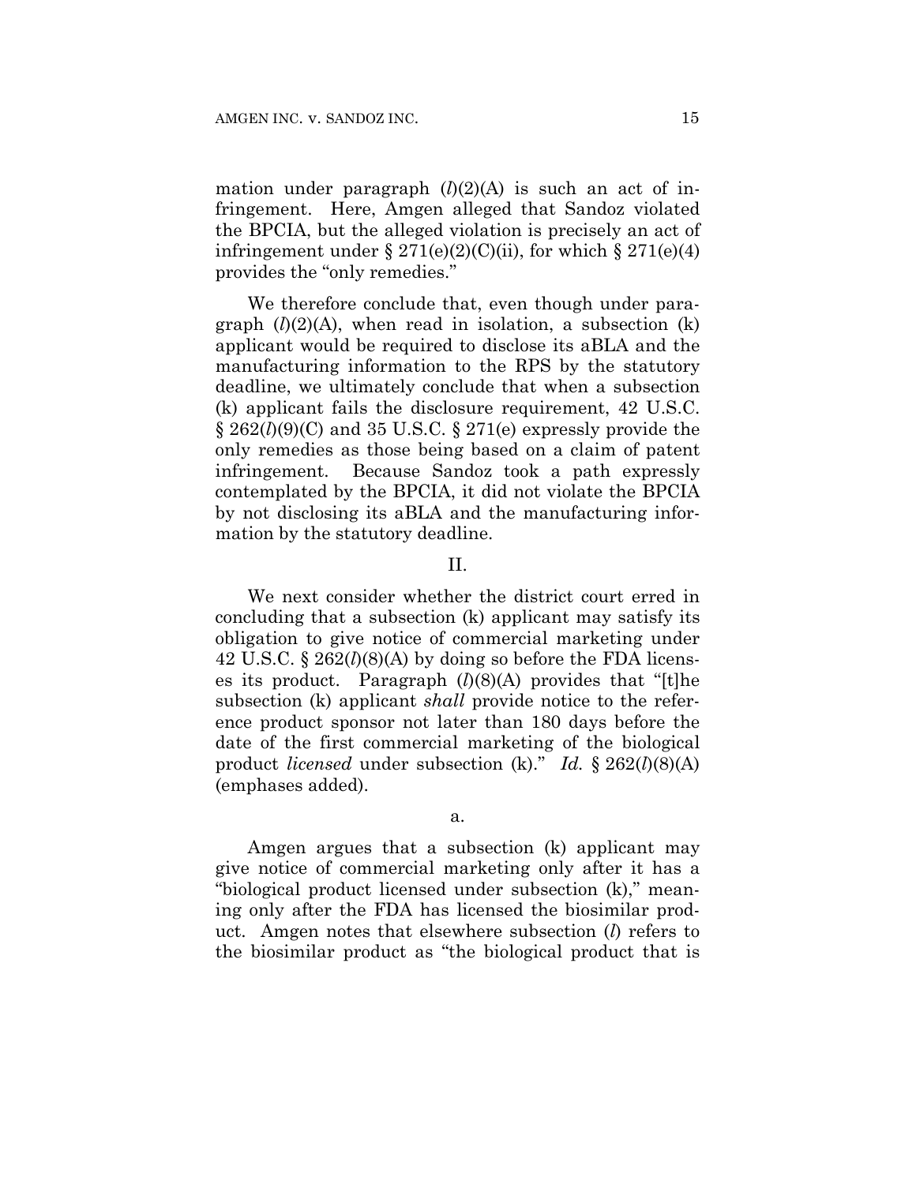mation under paragraph (*l*)(2)(A) is such an act of infringement. Here, Amgen alleged that Sandoz violated the BPCIA, but the alleged violation is precisely an act of infringement under § 271(e)(2)(C)(ii), for which § 271(e)(4) provides the "only remedies."

We therefore conclude that, even though under paragraph (*l*)(2)(A), when read in isolation, a subsection (k) applicant would be required to disclose its aBLA and the manufacturing information to the RPS by the statutory deadline, we ultimately conclude that when a subsection (k) applicant fails the disclosure requirement, 42 U.S.C. § 262(*l*)(9)(C) and 35 U.S.C. § 271(e) expressly provide the only remedies as those being based on a claim of patent infringement. Because Sandoz took a path expressly contemplated by the BPCIA, it did not violate the BPCIA by not disclosing its aBLA and the manufacturing information by the statutory deadline.

## II.

We next consider whether the district court erred in concluding that a subsection (k) applicant may satisfy its obligation to give notice of commercial marketing under 42 U.S.C. § 262(*l*)(8)(A) by doing so before the FDA licenses its product. Paragraph (*l*)(8)(A) provides that "[t]he subsection (k) applicant *shall* provide notice to the reference product sponsor not later than 180 days before the date of the first commercial marketing of the biological product *licensed* under subsection (k)." *Id.* § 262(*l*)(8)(A) (emphases added).

### a.

Amgen argues that a subsection (k) applicant may give notice of commercial marketing only after it has a "biological product licensed under subsection (k)," meaning only after the FDA has licensed the biosimilar product. Amgen notes that elsewhere subsection (*l*) refers to the biosimilar product as "the biological product that is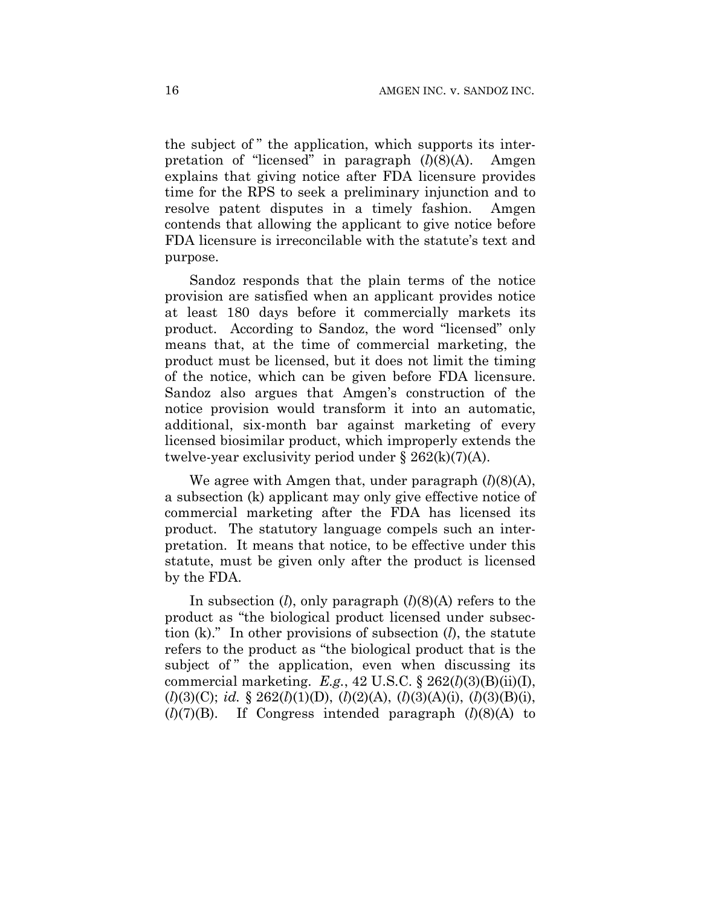the subject of" the application, which supports its interpretation of "licensed" in paragraph (*l*)(8)(A). Amgen explains that giving notice after FDA licensure provides time for the RPS to seek a preliminary injunction and to resolve patent disputes in a timely fashion. Amgen contends that allowing the applicant to give notice before FDA licensure is irreconcilable with the statute's text and purpose.

Sandoz responds that the plain terms of the notice provision are satisfied when an applicant provides notice at least 180 days before it commercially markets its product. According to Sandoz, the word "licensed" only means that, at the time of commercial marketing, the product must be licensed, but it does not limit the timing of the notice, which can be given before FDA licensure. Sandoz also argues that Amgen's construction of the notice provision would transform it into an automatic, additional, six-month bar against marketing of every licensed biosimilar product, which improperly extends the twelve-year exclusivity period under § 262(k)(7)(A).

We agree with Amgen that, under paragraph (*l*)(8)(A), a subsection (k) applicant may only give effective notice of commercial marketing after the FDA has licensed its product. The statutory language compels such an interpretation. It means that notice, to be effective under this statute, must be given only after the product is licensed by the FDA.

In subsection (*l*), only paragraph (*l*)(8)(A) refers to the product as "the biological product licensed under subsection (k)." In other provisions of subsection (*l*), the statute refers to the product as "the biological product that is the subject of" the application, even when discussing its commercial marketing. *E.g.*, 42 U.S.C. § 262(*l*)(3)(B)(ii)(I), (*l*)(3)(C); *id.* § 262(*l*)(1)(D), (*l*)(2)(A), (*l*)(3)(A)(i), (*l*)(3)(B)(i), (*l*)(7)(B). If Congress intended paragraph (*l*)(8)(A) to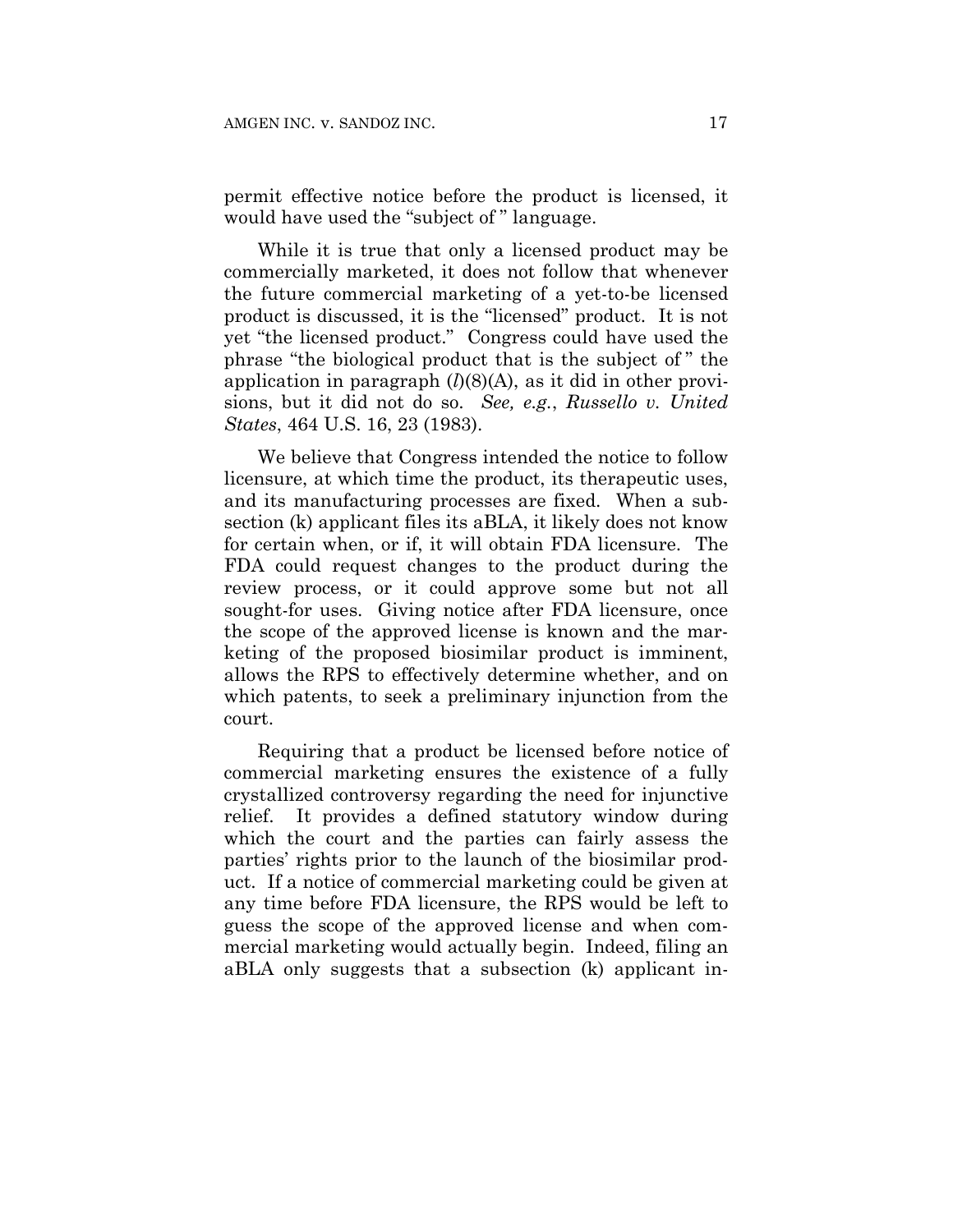permit effective notice before the product is licensed, it would have used the "subject of" language.

While it is true that only a licensed product may be commercially marketed, it does not follow that whenever the future commercial marketing of a yet-to-be licensed product is discussed, it is the "licensed" product. It is not yet "the licensed product." Congress could have used the phrase "the biological product that is the subject of" the application in paragraph (*l*)(8)(A), as it did in other provisions, but it did not do so. *See, e.g.*, *Russello v. United States*, 464 U.S. 16, 23 (1983).

We believe that Congress intended the notice to follow licensure, at which time the product, its therapeutic uses, and its manufacturing processes are fixed. When a subsection (k) applicant files its aBLA, it likely does not know for certain when, or if, it will obtain FDA licensure. The FDA could request changes to the product during the review process, or it could approve some but not all sought-for uses. Giving notice after FDA licensure, once the scope of the approved license is known and the marketing of the proposed biosimilar product is imminent, allows the RPS to effectively determine whether, and on which patents, to seek a preliminary injunction from the court.

Requiring that a product be licensed before notice of commercial marketing ensures the existence of a fully crystallized controversy regarding the need for injunctive relief. It provides a defined statutory window during which the court and the parties can fairly assess the parties' rights prior to the launch of the biosimilar product. If a notice of commercial marketing could be given at any time before FDA licensure, the RPS would be left to guess the scope of the approved license and when commercial marketing would actually begin. Indeed, filing an aBLA only suggests that a subsection (k) applicant in-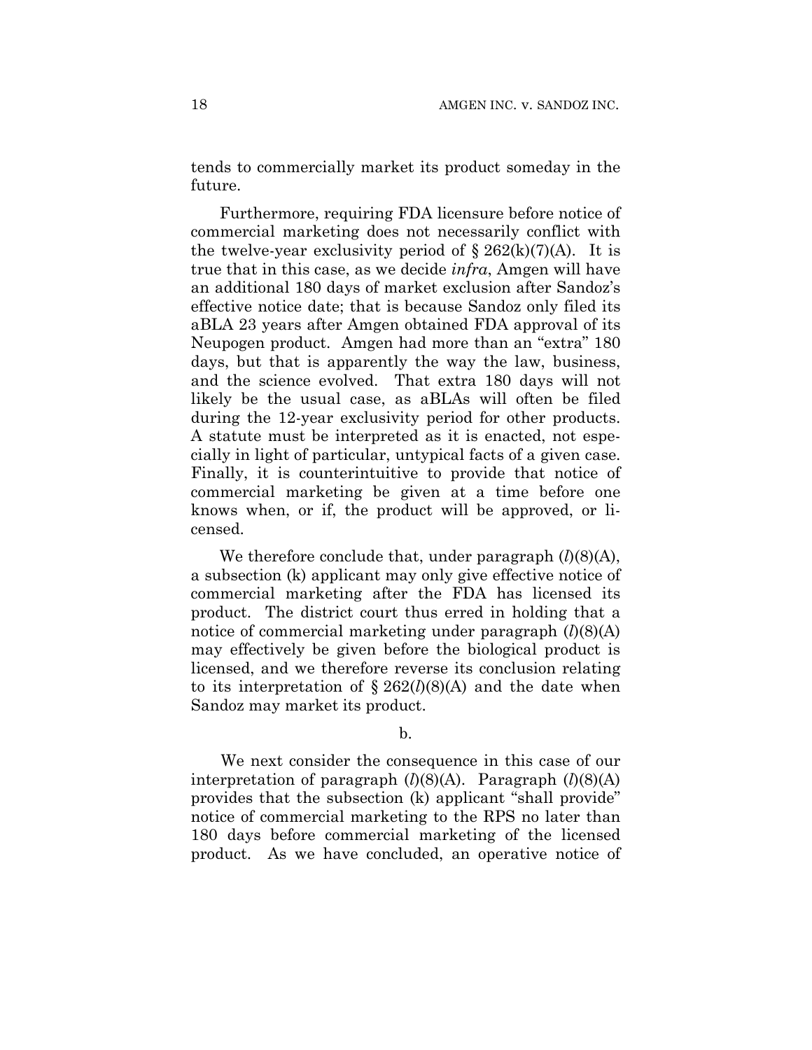tends to commercially market its product someday in the future.

Furthermore, requiring FDA licensure before notice of commercial marketing does not necessarily conflict with the twelve-year exclusivity period of § 262(k)(7)(A). It is true that in this case, as we decide *infra*, Amgen will have an additional 180 days of market exclusion after Sandoz's effective notice date; that is because Sandoz only filed its aBLA 23 years after Amgen obtained FDA approval of its Neupogen product. Amgen had more than an "extra" 180 days, but that is apparently the way the law, business, and the science evolved. That extra 180 days will not likely be the usual case, as aBLAs will often be filed during the 12-year exclusivity period for other products. A statute must be interpreted as it is enacted, not especially in light of particular, untypical facts of a given case. Finally, it is counterintuitive to provide that notice of commercial marketing be given at a time before one knows when, or if, the product will be approved, or licensed.

We therefore conclude that, under paragraph (*l*)(8)(A), a subsection (k) applicant may only give effective notice of commercial marketing after the FDA has licensed its product. The district court thus erred in holding that a notice of commercial marketing under paragraph (*l*)(8)(A) may effectively be given before the biological product is licensed, and we therefore reverse its conclusion relating to its interpretation of § 262(*l*)(8)(A) and the date when Sandoz may market its product.

b.

We next consider the consequence in this case of our interpretation of paragraph (*l*)(8)(A). Paragraph (*l*)(8)(A) provides that the subsection (k) applicant "shall provide" notice of commercial marketing to the RPS no later than 180 days before commercial marketing of the licensed product. As we have concluded, an operative notice of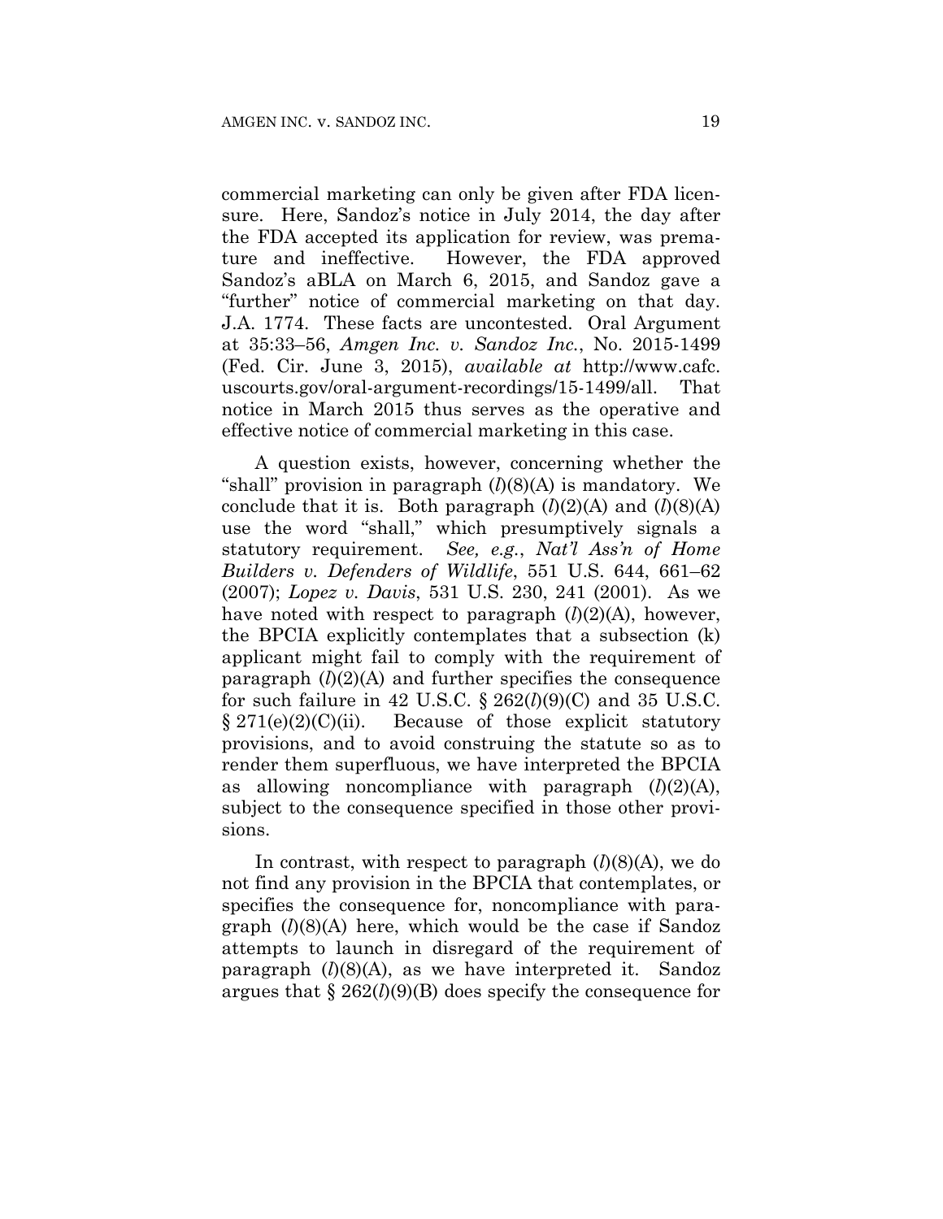commercial marketing can only be given after FDA licensure. Here, Sandoz's notice in July 2014, the day after the FDA accepted its application for review, was premature and ineffective. However, the FDA approved Sandoz's aBLA on March 6, 2015, and Sandoz gave a "further" notice of commercial marketing on that day. J.A. 1774. These facts are uncontested. Oral Argument at 35:33–56, *Amgen Inc. v. Sandoz Inc.*, No. 2015-1499 (Fed. Cir. June 3, 2015), *available at* http://www.cafc.uscourts.gov/oral-argument-recordings/15-1499/all. That notice in March 2015 thus serves as the operative and effective notice of commercial marketing in this case.

A question exists, however, concerning whether the "shall" provision in paragraph (*l*)(8)(A) is mandatory. We conclude that it is. Both paragraph (*l*)(2)(A) and (*l*)(8)(A) use the word "shall," which presumptively signals a statutory requirement. *See, e.g.*, *Nat'l Ass'n of Home Builders v. Defenders of Wildlife*, 551 U.S. 644, 661–62 (2007); *Lopez v. Davis*, 531 U.S. 230, 241 (2001). As we have noted with respect to paragraph (*l*)(2)(A), however, the BPCIA explicitly contemplates that a subsection (k) applicant might fail to comply with the requirement of paragraph (*l*)(2)(A) and further specifies the consequence for such failure in 42 U.S.C. § 262(*l*)(9)(C) and 35 U.S.C. § 271(e)(2)(C)(ii). Because of those explicit statutory provisions, and to avoid construing the statute so as to render them superfluous, we have interpreted the BPCIA as allowing noncompliance with paragraph (*l*)(2)(A), subject to the consequence specified in those other provisions.

In contrast, with respect to paragraph (*l*)(8)(A), we do not find any provision in the BPCIA that contemplates, or specifies the consequence for, noncompliance with paragraph (*l*)(8)(A) here, which would be the case if Sandoz attempts to launch in disregard of the requirement of paragraph (*l*)(8)(A), as we have interpreted it. Sandoz argues that § 262(*l*)(9)(B) does specify the consequence for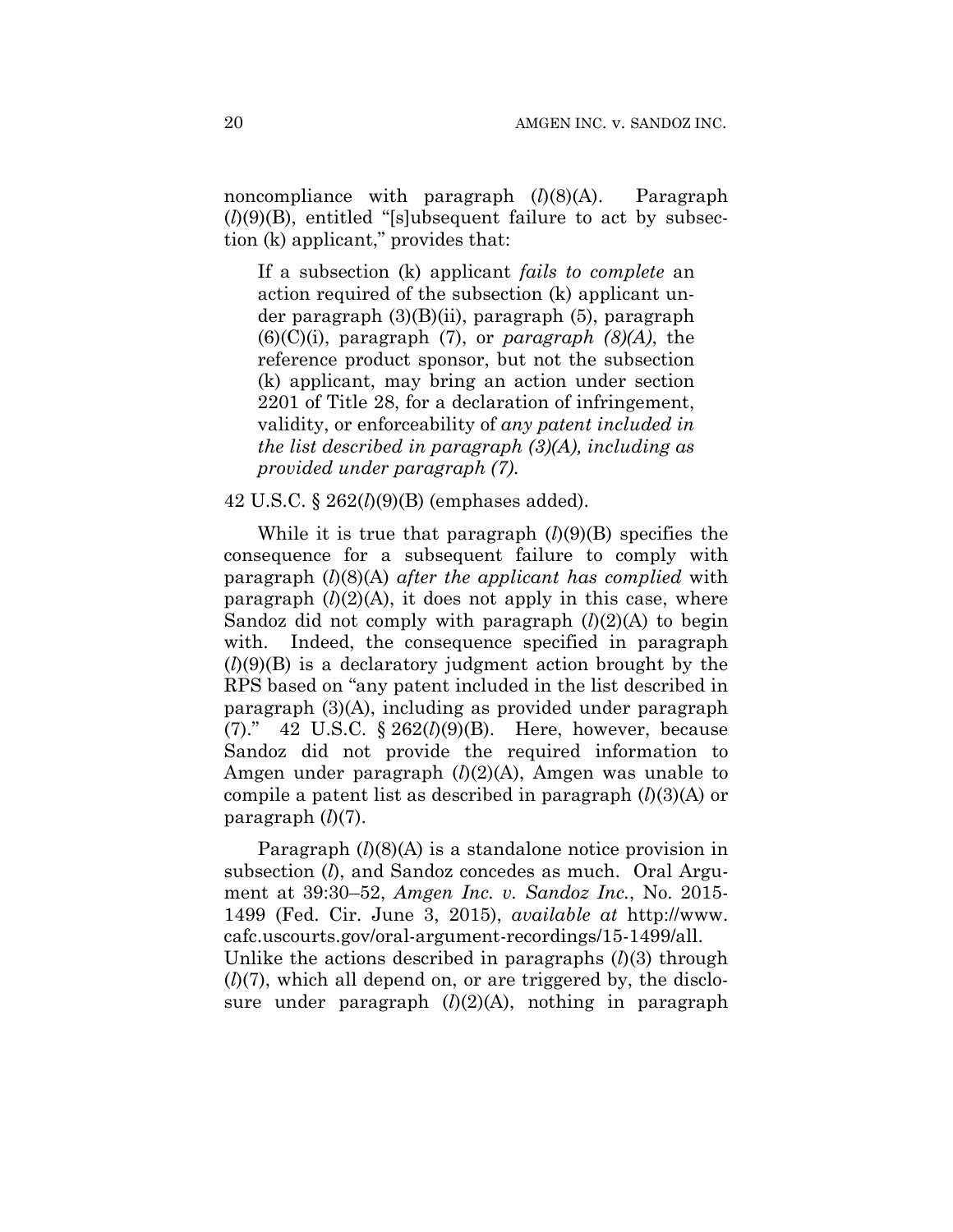noncompliance with paragraph (*l*)(8)(A). Paragraph (*l*)(9)(B), entitled "[s]ubsequent failure to act by subsection (k) applicant," provides that:

> If a subsection (k) applicant *fails to complete* an action required of the subsection (k) applicant under paragraph (3)(B)(ii), paragraph (5), paragraph (6)(C)(i), paragraph (7), or *paragraph (8)(A)*, the reference product sponsor, but not the subsection (k) applicant, may bring an action under section 2201 of Title 28, for a declaration of infringement, validity, or enforceability of *any patent included in the list described in paragraph (3)(A), including as provided under paragraph (7)*.

42 U.S.C. § 262(*l*)(9)(B) (emphases added).

While it is true that paragraph (*l*)(9)(B) specifies the consequence for a subsequent failure to comply with paragraph (*l*)(8)(A) *after the applicant has complied* with paragraph (*l*)(2)(A), it does not apply in this case, where Sandoz did not comply with paragraph (*l*)(2)(A) to begin with. Indeed, the consequence specified in paragraph (*l*)(9)(B) is a declaratory judgment action brought by the RPS based on "any patent included in the list described in paragraph (3)(A), including as provided under paragraph (7)." 42 U.S.C. § 262(*l*)(9)(B). Here, however, because Sandoz did not provide the required information to Amgen under paragraph (*l*)(2)(A), Amgen was unable to compile a patent list as described in paragraph (*l*)(3)(A) or paragraph (*l*)(7).

Paragraph (*l*)(8)(A) is a standalone notice provision in subsection (*l*), and Sandoz concedes as much. Oral Argument at 39:30–52, *Amgen Inc. v. Sandoz Inc.*, No. 2015-1499 (Fed. Cir. June 3, 2015), *available at* http://www.cafc.uscourts.gov/oral-argument-recordings/15-1499/all. Unlike the actions described in paragraphs (*l*)(3) through (*l*)(7), which all depend on, or are triggered by, the disclosure under paragraph (*l*)(2)(A), nothing in paragraph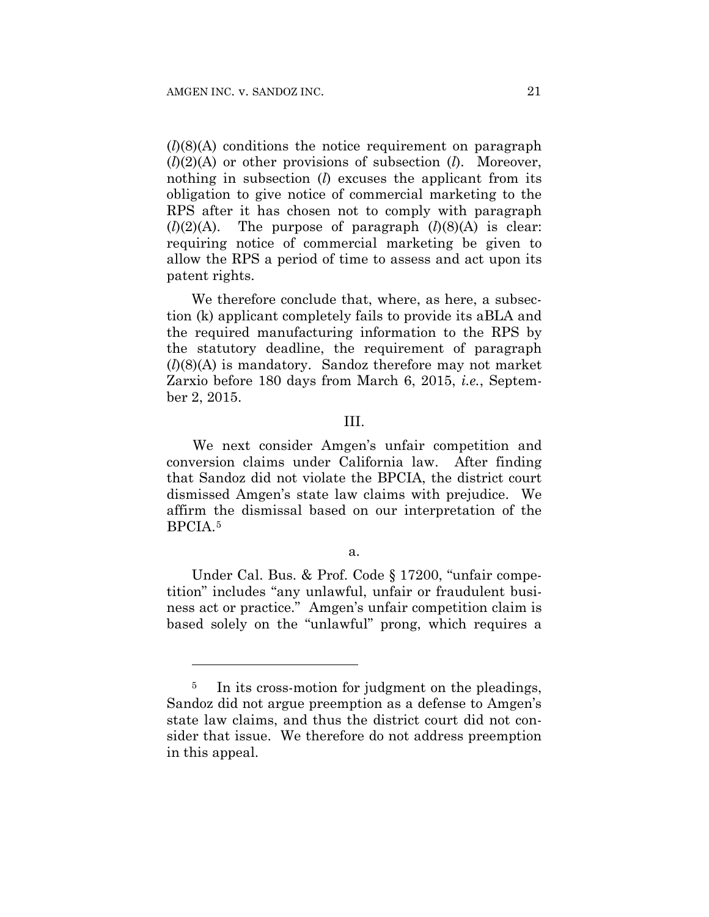(*l*)(8)(A) conditions the notice requirement on paragraph (*l*)(2)(A) or other provisions of subsection (*l*). Moreover, nothing in subsection (*l*) excuses the applicant from its obligation to give notice of commercial marketing to the RPS after it has chosen not to comply with paragraph (*l*)(2)(A). The purpose of paragraph (*l*)(8)(A) is clear: requiring notice of commercial marketing be given to allow the RPS a period of time to assess and act upon its patent rights.

We therefore conclude that, where, as here, a subsection (k) applicant completely fails to provide its aBLA and the required manufacturing information to the RPS by the statutory deadline, the requirement of paragraph (*l*)(8)(A) is mandatory. Sandoz therefore may not market Zarxio before 180 days from March 6, 2015, *i.e.*, September 2, 2015.

## III.

We next consider Amgen's unfair competition and conversion claims under California law. After finding that Sandoz did not violate the BPCIA, the district court dismissed Amgen's state law claims with prejudice. We affirm the dismissal based on our interpretation of the BPCIA.[5]

### a.

Under Cal. Bus. & Prof. Code § 17200, "unfair competition" includes "any unlawful, unfair or fraudulent business act or practice." Amgen's unfair competition claim is based solely on the "unlawful" prong, which requires a

---

[5] In its cross-motion for judgment on the pleadings, Sandoz did not argue preemption as a defense to Amgen's state law claims, and thus the district court did not consider that issue. We therefore do not address preemption in this appeal.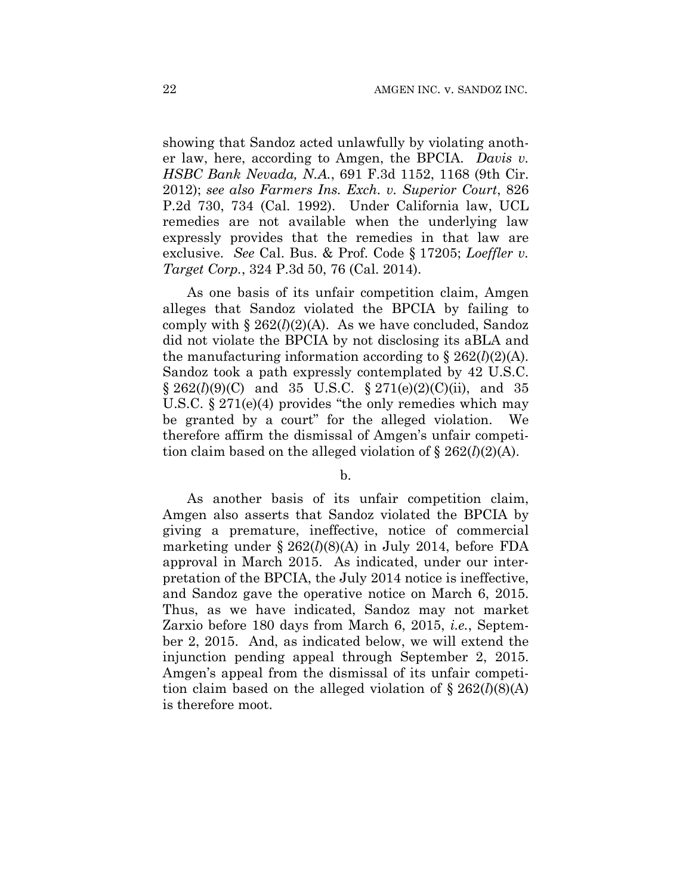showing that Sandoz acted unlawfully by violating another law, here, according to Amgen, the BPCIA. *Davis v. HSBC Bank Nevada, N.A.*, 691 F.3d 1152, 1168 (9th Cir. 2012); *see also Farmers Ins. Exch. v. Superior Court*, 826 P.2d 730, 734 (Cal. 1992). Under California law, UCL remedies are not available when the underlying law expressly provides that the remedies in that law are exclusive. *See* Cal. Bus. & Prof. Code § 17205; *Loeffler v. Target Corp.*, 324 P.3d 50, 76 (Cal. 2014).

As one basis of its unfair competition claim, Amgen alleges that Sandoz violated the BPCIA by failing to comply with § 262(*l*)(2)(A). As we have concluded, Sandoz did not violate the BPCIA by not disclosing its aBLA and the manufacturing information according to § 262(*l*)(2)(A). Sandoz took a path expressly contemplated by 42 U.S.C. § 262(*l*)(9)(C) and 35 U.S.C. § 271(e)(2)(C)(ii), and 35 U.S.C. § 271(e)(4) provides "the only remedies which may be granted by a court" for the alleged violation. We therefore affirm the dismissal of Amgen's unfair competition claim based on the alleged violation of § 262(*l*)(2)(A).

b.

As another basis of its unfair competition claim, Amgen also asserts that Sandoz violated the BPCIA by giving a premature, ineffective, notice of commercial marketing under § 262(*l*)(8)(A) in July 2014, before FDA approval in March 2015. As indicated, under our interpretation of the BPCIA, the July 2014 notice is ineffective, and Sandoz gave the operative notice on March 6, 2015. Thus, as we have indicated, Sandoz may not market Zarxio before 180 days from March 6, 2015, *i.e.*, September 2, 2015. And, as indicated below, we will extend the injunction pending appeal through September 2, 2015. Amgen's appeal from the dismissal of its unfair competition claim based on the alleged violation of § 262(*l*)(8)(A) is therefore moot.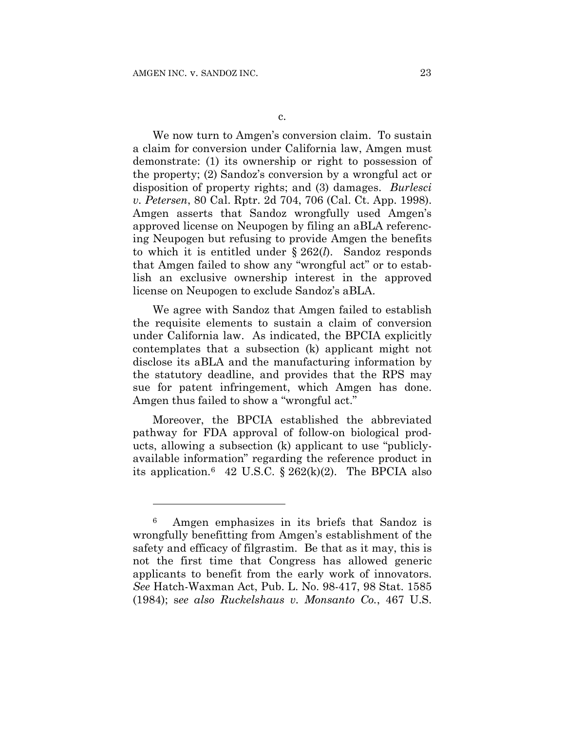c.

We now turn to Amgen's conversion claim. To sustain a claim for conversion under California law, Amgen must demonstrate: (1) its ownership or right to possession of the property; (2) Sandoz's conversion by a wrongful act or disposition of property rights; and (3) damages. *Burlesci v. Petersen*, 80 Cal. Rptr. 2d 704, 706 (Cal. Ct. App. 1998). Amgen asserts that Sandoz wrongfully used Amgen's approved license on Neupogen by filing an aBLA referencing Neupogen but refusing to provide Amgen the benefits to which it is entitled under § 262(*l*). Sandoz responds that Amgen failed to show any "wrongful act" or to establish an exclusive ownership interest in the approved license on Neupogen to exclude Sandoz's aBLA.

We agree with Sandoz that Amgen failed to establish the requisite elements to sustain a claim of conversion under California law. As indicated, the BPCIA explicitly contemplates that a subsection (k) applicant might not disclose its aBLA and the manufacturing information by the statutory deadline, and provides that the RPS may sue for patent infringement, which Amgen has done. Amgen thus failed to show a "wrongful act."

Moreover, the BPCIA established the abbreviated pathway for FDA approval of follow-on biological products, allowing a subsection (k) applicant to use "publicly-available information" regarding the reference product in its application.[6] 42 U.S.C. § 262(k)(2). The BPCIA also

---

[6] Amgen emphasizes in its briefs that Sandoz is wrongfully benefitting from Amgen's establishment of the safety and efficacy of filgrastim. Be that as it may, this is not the first time that Congress has allowed generic applicants to benefit from the early work of innovators. *See* Hatch-Waxman Act, Pub. L. No. 98-417, 98 Stat. 1585 (1984); *see also Ruckelshaus v. Monsanto Co.*, 467 U.S.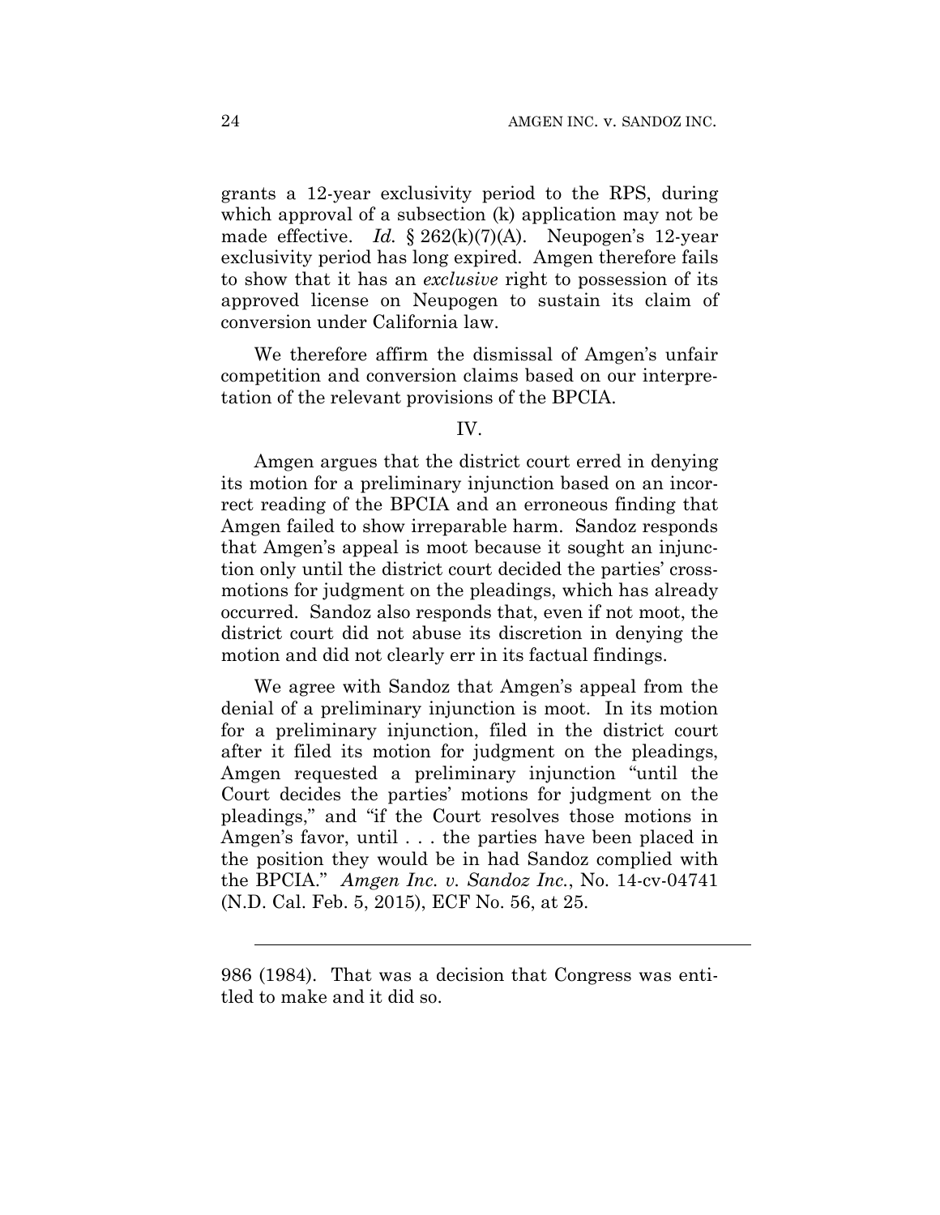grants a 12-year exclusivity period to the RPS, during which approval of a subsection (k) application may not be made effective. *Id.* § 262(k)(7)(A). Neupogen's 12-year exclusivity period has long expired. Amgen therefore fails to show that it has an *exclusive* right to possession of its approved license on Neupogen to sustain its claim of conversion under California law.

We therefore affirm the dismissal of Amgen's unfair competition and conversion claims based on our interpretation of the relevant provisions of the BPCIA.

IV.

Amgen argues that the district court erred in denying its motion for a preliminary injunction based on an incorrect reading of the BPCIA and an erroneous finding that Amgen failed to show irreparable harm. Sandoz responds that Amgen's appeal is moot because it sought an injunction only until the district court decided the parties' cross-motions for judgment on the pleadings, which has already occurred. Sandoz also responds that, even if not moot, the district court did not abuse its discretion in denying the motion and did not clearly err in its factual findings.

We agree with Sandoz that Amgen's appeal from the denial of a preliminary injunction is moot. In its motion for a preliminary injunction, filed in the district court after it filed its motion for judgment on the pleadings, Amgen requested a preliminary injunction "until the Court decides the parties' motions for judgment on the pleadings," and "if the Court resolves those motions in Amgen's favor, until . . . the parties have been placed in the position they would be in had Sandoz complied with the BPCIA." *Amgen Inc. v. Sandoz Inc.*, No. 14-cv-04741 (N.D. Cal. Feb. 5, 2015), ECF No. 56, at 25.

---

986 (1984). That was a decision that Congress was entitled to make and it did so.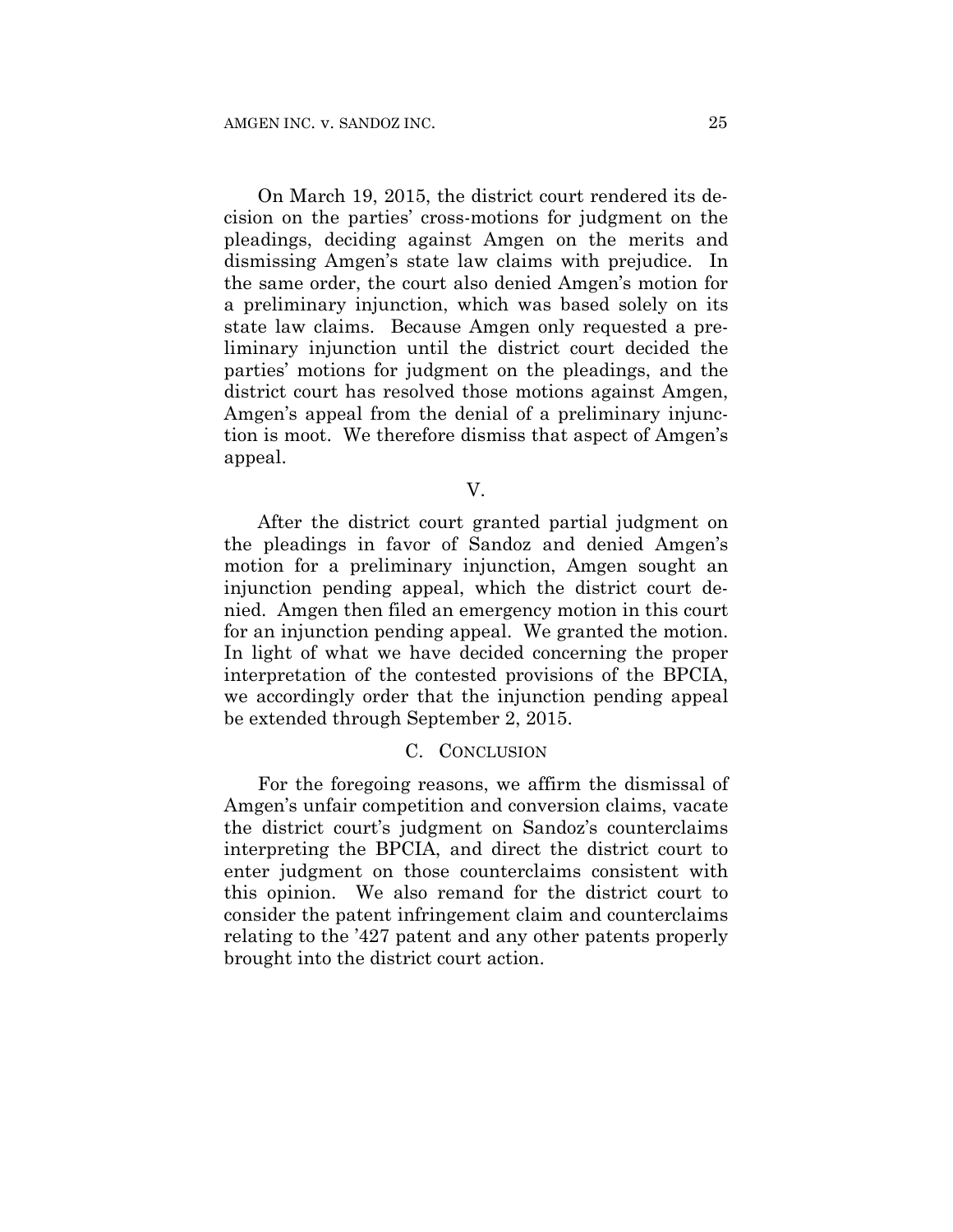On March 19, 2015, the district court rendered its decision on the parties' cross-motions for judgment on the pleadings, deciding against Amgen on the merits and dismissing Amgen's state law claims with prejudice. In the same order, the court also denied Amgen's motion for a preliminary injunction, which was based solely on its state law claims. Because Amgen only requested a preliminary injunction until the district court decided the parties' motions for judgment on the pleadings, and the district court has resolved those motions against Amgen, Amgen's appeal from the denial of a preliminary injunction is moot. We therefore dismiss that aspect of Amgen's appeal.

### V.

After the district court granted partial judgment on the pleadings in favor of Sandoz and denied Amgen's motion for a preliminary injunction, Amgen sought an injunction pending appeal, which the district court denied. Amgen then filed an emergency motion in this court for an injunction pending appeal. We granted the motion. In light of what we have decided concerning the proper interpretation of the contested provisions of the BPCIA, we accordingly order that the injunction pending appeal be extended through September 2, 2015.

## C. Conclusion

For the foregoing reasons, we affirm the dismissal of Amgen's unfair competition and conversion claims, vacate the district court's judgment on Sandoz's counterclaims interpreting the BPCIA, and direct the district court to enter judgment on those counterclaims consistent with this opinion. We also remand for the district court to consider the patent infringement claim and counterclaims relating to the '427 patent and any other patents properly brought into the district court action.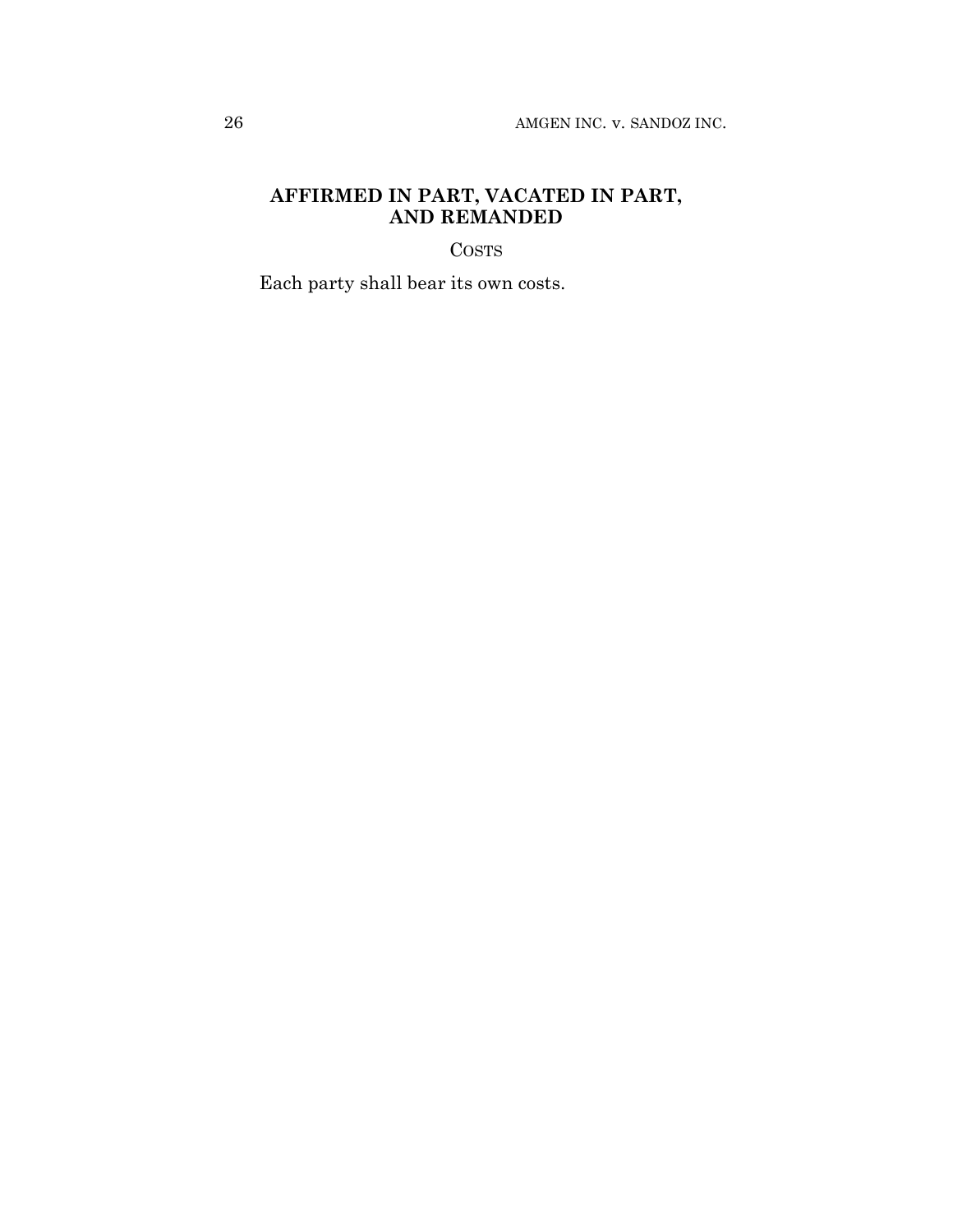**AFFIRMED IN PART, VACATED IN PART, AND REMANDED**

COSTS

Each party shall bear its own costs.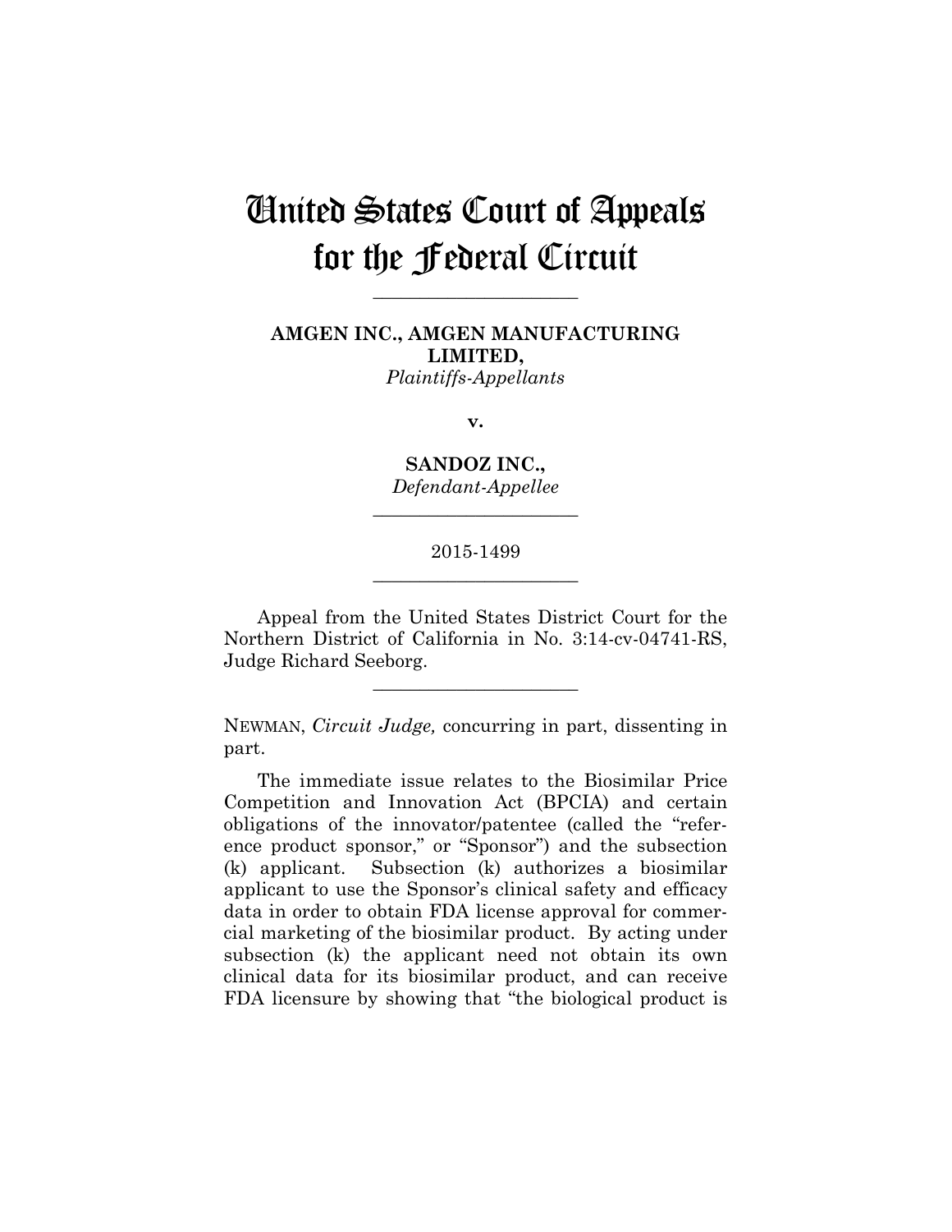# United States Court of Appeals for the Federal Circuit

______________________

**AMGEN INC., AMGEN MANUFACTURING LIMITED,**
*Plaintiffs-Appellants*

**v.**

**SANDOZ INC.,**
*Defendant-Appellee*

______________________

2015-1499

______________________

Appeal from the United States District Court for the Northern District of California in No. 3:14-cv-04741-RS, Judge Richard Seeborg.

______________________

NEWMAN, *Circuit Judge,* concurring in part, dissenting in part.

The immediate issue relates to the Biosimilar Price Competition and Innovation Act (BPCIA) and certain obligations of the innovator/patentee (called the "reference product sponsor," or "Sponsor") and the subsection (k) applicant. Subsection (k) authorizes a biosimilar applicant to use the Sponsor's clinical safety and efficacy data in order to obtain FDA license approval for commercial marketing of the biosimilar product. By acting under subsection (k) the applicant need not obtain its own clinical data for its biosimilar product, and can receive FDA licensure by showing that "the biological product is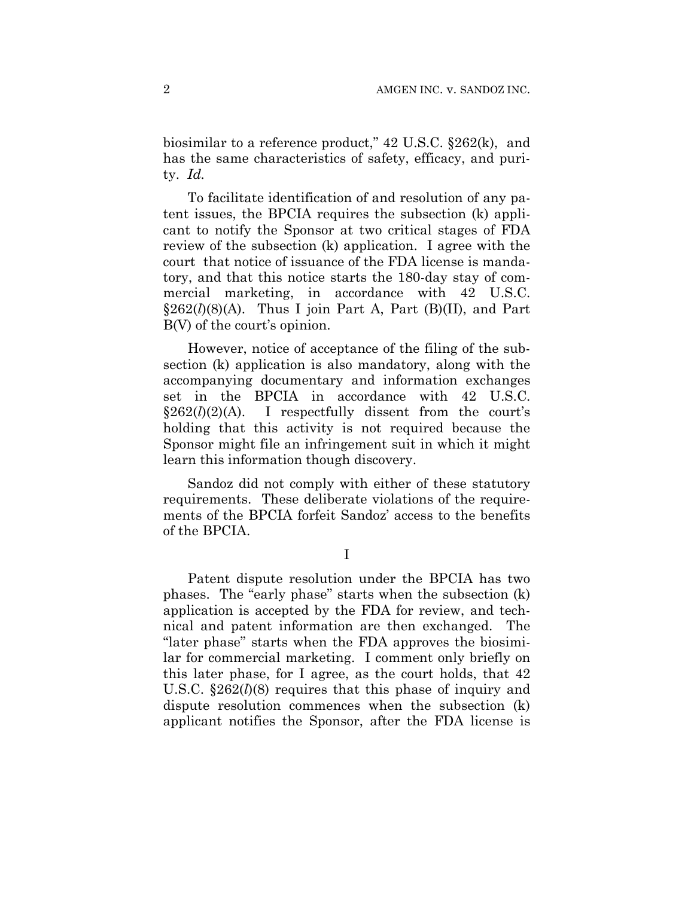biosimilar to a reference product," 42 U.S.C. §262(k), and has the same characteristics of safety, efficacy, and purity. *Id.*

To facilitate identification of and resolution of any patent issues, the BPCIA requires the subsection (k) applicant to notify the Sponsor at two critical stages of FDA review of the subsection (k) application. I agree with the court that notice of issuance of the FDA license is mandatory, and that this notice starts the 180-day stay of commercial marketing, in accordance with 42 U.S.C. §262(*l*)(8)(A). Thus I join Part A, Part (B)(II), and Part B(V) of the court's opinion.

However, notice of acceptance of the filing of the subsection (k) application is also mandatory, along with the accompanying documentary and information exchanges set in the BPCIA in accordance with 42 U.S.C. §262(*l*)(2)(A). I respectfully dissent from the court's holding that this activity is not required because the Sponsor might file an infringement suit in which it might learn this information though discovery.

Sandoz did not comply with either of these statutory requirements. These deliberate violations of the requirements of the BPCIA forfeit Sandoz' access to the benefits of the BPCIA.

## I

Patent dispute resolution under the BPCIA has two phases. The "early phase" starts when the subsection (k) application is accepted by the FDA for review, and technical and patent information are then exchanged. The "later phase" starts when the FDA approves the biosimilar for commercial marketing. I comment only briefly on this later phase, for I agree, as the court holds, that 42 U.S.C. §262(*l*)(8) requires that this phase of inquiry and dispute resolution commences when the subsection (k) applicant notifies the Sponsor, after the FDA license is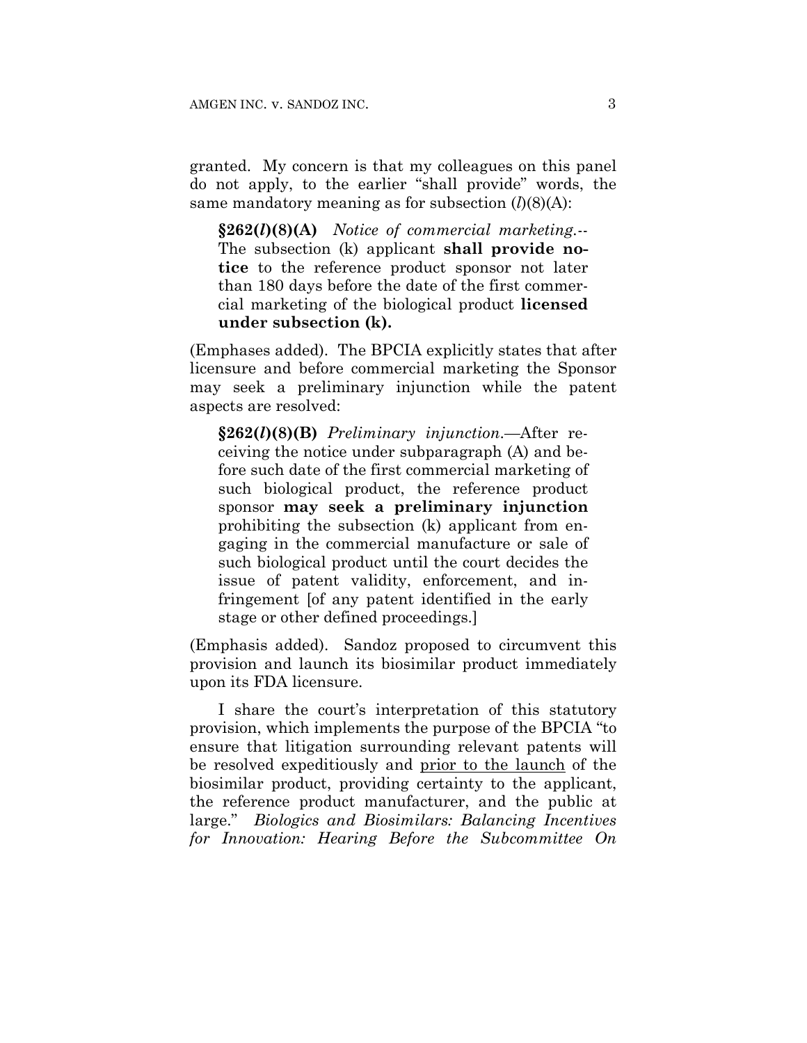granted. My concern is that my colleagues on this panel do not apply, to the earlier "shall provide" words, the same mandatory meaning as for subsection (*l*)(8)(A):

> **§262(*l*)(8)(A)** *Notice of commercial marketing.*-- The subsection (k) applicant **shall provide notice** to the reference product sponsor not later than 180 days before the date of the first commercial marketing of the biological product **licensed under subsection (k).**

(Emphases added). The BPCIA explicitly states that after licensure and before commercial marketing the Sponsor may seek a preliminary injunction while the patent aspects are resolved:

> **§262(*l*)(8)(B)** *Preliminary injunction*.—After receiving the notice under subparagraph (A) and before such date of the first commercial marketing of such biological product, the reference product sponsor **may seek a preliminary injunction** prohibiting the subsection (k) applicant from engaging in the commercial manufacture or sale of such biological product until the court decides the issue of patent validity, enforcement, and infringement [of any patent identified in the early stage or other defined proceedings.]

(Emphasis added). Sandoz proposed to circumvent this provision and launch its biosimilar product immediately upon its FDA licensure.

I share the court's interpretation of this statutory provision, which implements the purpose of the BPCIA "to ensure that litigation surrounding relevant patents will be resolved expeditiously and <u>prior to the launch</u> of the biosimilar product, providing certainty to the applicant, the reference product manufacturer, and the public at large." *Biologics and Biosimilars: Balancing Incentives for Innovation: Hearing Before the Subcommittee On*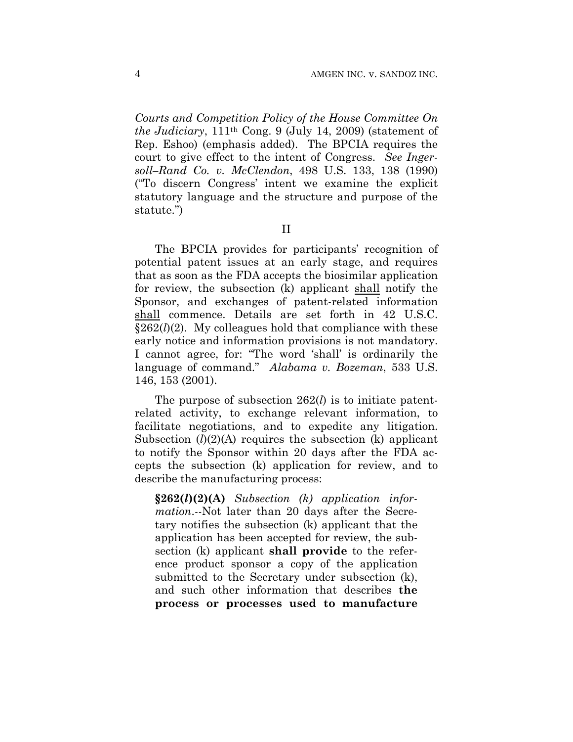*Courts and Competition Policy of the House Committee On the Judiciary*, 111th Cong. 9 (July 14, 2009) (statement of Rep. Eshoo) (emphasis added). The BPCIA requires the court to give effect to the intent of Congress. *See Ingersoll–Rand Co. v. McClendon*, 498 U.S. 133, 138 (1990) ("To discern Congress' intent we examine the explicit statutory language and the structure and purpose of the statute.")

## II

The BPCIA provides for participants' recognition of potential patent issues at an early stage, and requires that as soon as the FDA accepts the biosimilar application for review, the subsection (k) applicant <u>shall</u> notify the Sponsor, and exchanges of patent-related information <u>shall</u> commence. Details are set forth in 42 U.S.C. §262(*l*)(2). My colleagues hold that compliance with these early notice and information provisions is not mandatory. I cannot agree, for: "The word 'shall' is ordinarily the language of command." *Alabama v. Bozeman*, 533 U.S. 146, 153 (2001).

The purpose of subsection 262(*l*) is to initiate patent-related activity, to exchange relevant information, to facilitate negotiations, and to expedite any litigation. Subsection (*l*)(2)(A) requires the subsection (k) applicant to notify the Sponsor within 20 days after the FDA accepts the subsection (k) application for review, and to describe the manufacturing process:

> **§262(*l*)(2)(A)** *Subsection (k) application information*.--Not later than 20 days after the Secretary notifies the subsection (k) applicant that the application has been accepted for review, the subsection (k) applicant **shall provide** to the reference product sponsor a copy of the application submitted to the Secretary under subsection (k), and such other information that describes **the process or processes used to manufacture**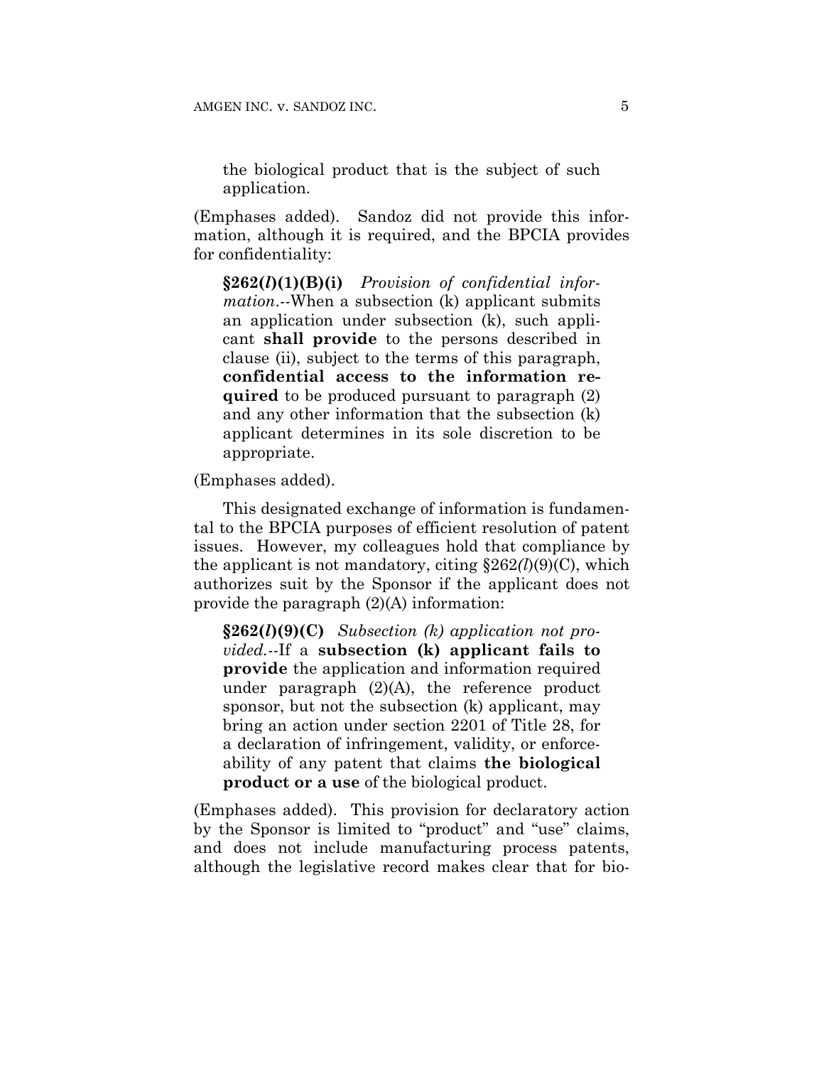the biological product that is the subject of such application.

(Emphases added). Sandoz did not provide this information, although it is required, and the BPCIA provides for confidentiality:

> **§262(*l*)(1)(B)(i)** *Provision of confidential information.*--When a subsection (k) applicant submits an application under subsection (k), such applicant **shall provide** to the persons described in clause (ii), subject to the terms of this paragraph, **confidential access to the information required** to be produced pursuant to paragraph (2) and any other information that the subsection (k) applicant determines in its sole discretion to be appropriate.

(Emphases added).

This designated exchange of information is fundamental to the BPCIA purposes of efficient resolution of patent issues. However, my colleagues hold that compliance by the applicant is not mandatory, citing §262(*l*)(9)(C), which authorizes suit by the Sponsor if the applicant does not provide the paragraph (2)(A) information:

> **§262(*l*)(9)(C)** *Subsection (k) application not provided.*--If a **subsection (k) applicant fails to provide** the application and information required under paragraph (2)(A), the reference product sponsor, but not the subsection (k) applicant, may bring an action under section 2201 of Title 28, for a declaration of infringement, validity, or enforceability of any patent that claims **the biological product or a use** of the biological product.

(Emphases added). This provision for declaratory action by the Sponsor is limited to "product" and "use" claims, and does not include manufacturing process patents, although the legislative record makes clear that for bio-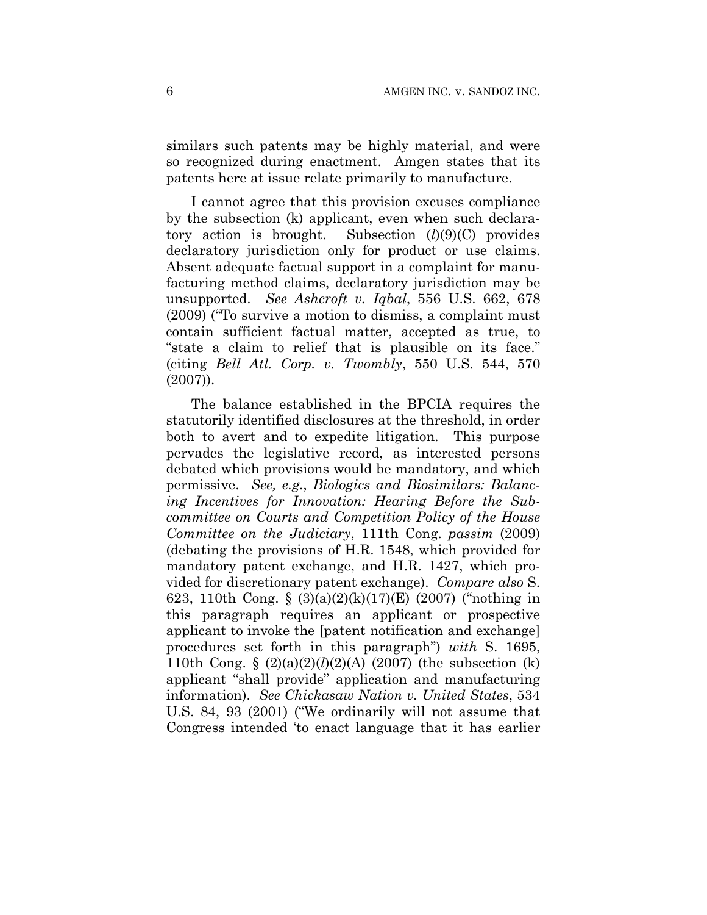similars such patents may be highly material, and were so recognized during enactment. Amgen states that its patents here at issue relate primarily to manufacture.

I cannot agree that this provision excuses compliance by the subsection (k) applicant, even when such declaratory action is brought. Subsection (*l*)(9)(C) provides declaratory jurisdiction only for product or use claims. Absent adequate factual support in a complaint for manufacturing method claims, declaratory jurisdiction may be unsupported. *See Ashcroft v. Iqbal*, 556 U.S. 662, 678 (2009) ("To survive a motion to dismiss, a complaint must contain sufficient factual matter, accepted as true, to "state a claim to relief that is plausible on its face." (citing *Bell Atl. Corp. v. Twombly*, 550 U.S. 544, 570 (2007)).

The balance established in the BPCIA requires the statutorily identified disclosures at the threshold, in order both to avert and to expedite litigation. This purpose pervades the legislative record, as interested persons debated which provisions would be mandatory, and which permissive. *See, e.g.*, *Biologics and Biosimilars: Balancing Incentives for Innovation: Hearing Before the Subcommittee on Courts and Competition Policy of the House Committee on the Judiciary*, 111th Cong. *passim* (2009) (debating the provisions of H.R. 1548, which provided for mandatory patent exchange, and H.R. 1427, which provided for discretionary patent exchange). *Compare also* S. 623, 110th Cong. § (3)(a)(2)(k)(17)(E) (2007) ("nothing in this paragraph requires an applicant or prospective applicant to invoke the [patent notification and exchange] procedures set forth in this paragraph") *with* S. 1695, 110th Cong. § (2)(a)(2)(*l*)(2)(A) (2007) (the subsection (k) applicant "shall provide" application and manufacturing information). *See Chickasaw Nation v. United States*, 534 U.S. 84, 93 (2001) ("We ordinarily will not assume that Congress intended 'to enact language that it has earlier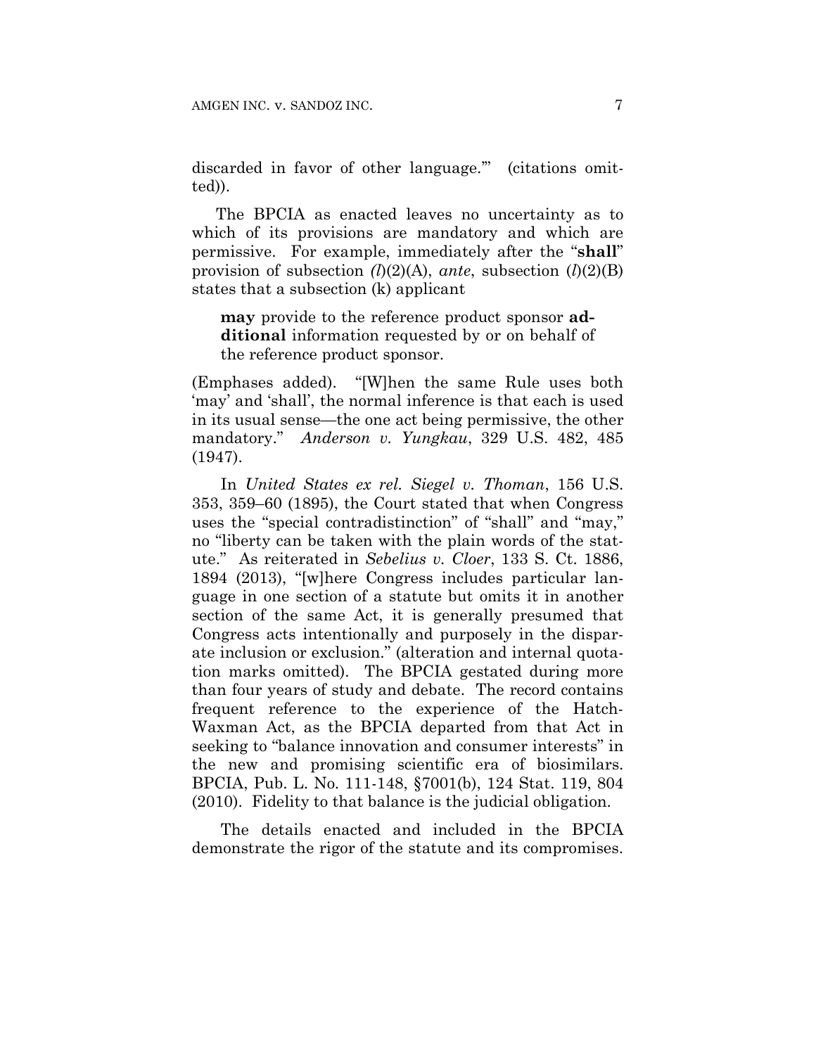discarded in favor of other language.'" (citations omitted)).

The BPCIA as enacted leaves no uncertainty as to which of its provisions are mandatory and which are permissive. For example, immediately after the "**shall**" provision of subsection (*l*)(2)(A), *ante*, subsection (*l*)(2)(B) states that a subsection (k) applicant

> **may** provide to the reference product sponsor **additional** information requested by or on behalf of the reference product sponsor.

(Emphases added). "[W]hen the same Rule uses both 'may' and 'shall', the normal inference is that each is used in its usual sense—the one act being permissive, the other mandatory." *Anderson v. Yungkau*, 329 U.S. 482, 485 (1947).

In *United States ex rel. Siegel v. Thoman*, 156 U.S. 353, 359–60 (1895), the Court stated that when Congress uses the "special contradistinction" of "shall" and "may," no "liberty can be taken with the plain words of the statute." As reiterated in *Sebelius v. Cloer*, 133 S. Ct. 1886, 1894 (2013), "[w]here Congress includes particular language in one section of a statute but omits it in another section of the same Act, it is generally presumed that Congress acts intentionally and purposely in the disparate inclusion or exclusion." (alteration and internal quotation marks omitted). The BPCIA gestated during more than four years of study and debate. The record contains frequent reference to the experience of the Hatch-Waxman Act, as the BPCIA departed from that Act in seeking to "balance innovation and consumer interests" in the new and promising scientific era of biosimilars. BPCIA, Pub. L. No. 111-148, §7001(b), 124 Stat. 119, 804 (2010). Fidelity to that balance is the judicial obligation.

The details enacted and included in the BPCIA demonstrate the rigor of the statute and its compromises.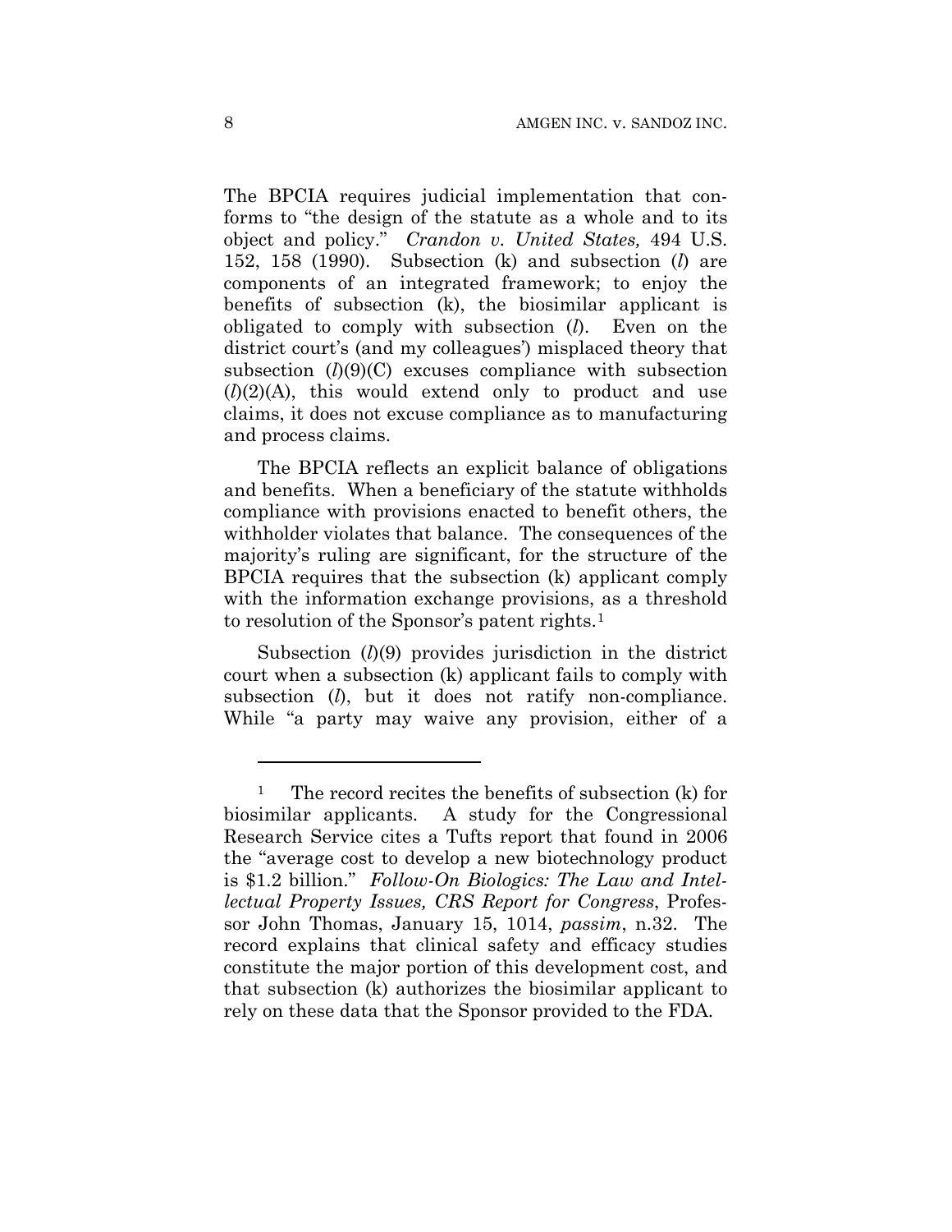The BPCIA requires judicial implementation that conforms to "the design of the statute as a whole and to its object and policy." *Crandon v. United States,* 494 U.S. 152, 158 (1990). Subsection (k) and subsection (*l*) are components of an integrated framework; to enjoy the benefits of subsection (k), the biosimilar applicant is obligated to comply with subsection (*l*). Even on the district court's (and my colleagues') misplaced theory that subsection (*l*)(9)(C) excuses compliance with subsection (*l*)(2)(A), this would extend only to product and use claims, it does not excuse compliance as to manufacturing and process claims.

The BPCIA reflects an explicit balance of obligations and benefits. When a beneficiary of the statute withholds compliance with provisions enacted to benefit others, the withholder violates that balance. The consequences of the majority's ruling are significant, for the structure of the BPCIA requires that the subsection (k) applicant comply with the information exchange provisions, as a threshold to resolution of the Sponsor's patent rights.[1]

Subsection (*l*)(9) provides jurisdiction in the district court when a subsection (k) applicant fails to comply with subsection (*l*), but it does not ratify non-compliance. While "a party may waive any provision, either of a

---

[1] The record recites the benefits of subsection (k) for biosimilar applicants. A study for the Congressional Research Service cites a Tufts report that found in 2006 the "average cost to develop a new biotechnology product is $1.2 billion." *Follow-On Biologics: The Law and Intellectual Property Issues, CRS Report for Congress*, Professor John Thomas, January 15, 1014, *passim*, n.32. The record explains that clinical safety and efficacy studies constitute the major portion of this development cost, and that subsection (k) authorizes the biosimilar applicant to rely on these data that the Sponsor provided to the FDA.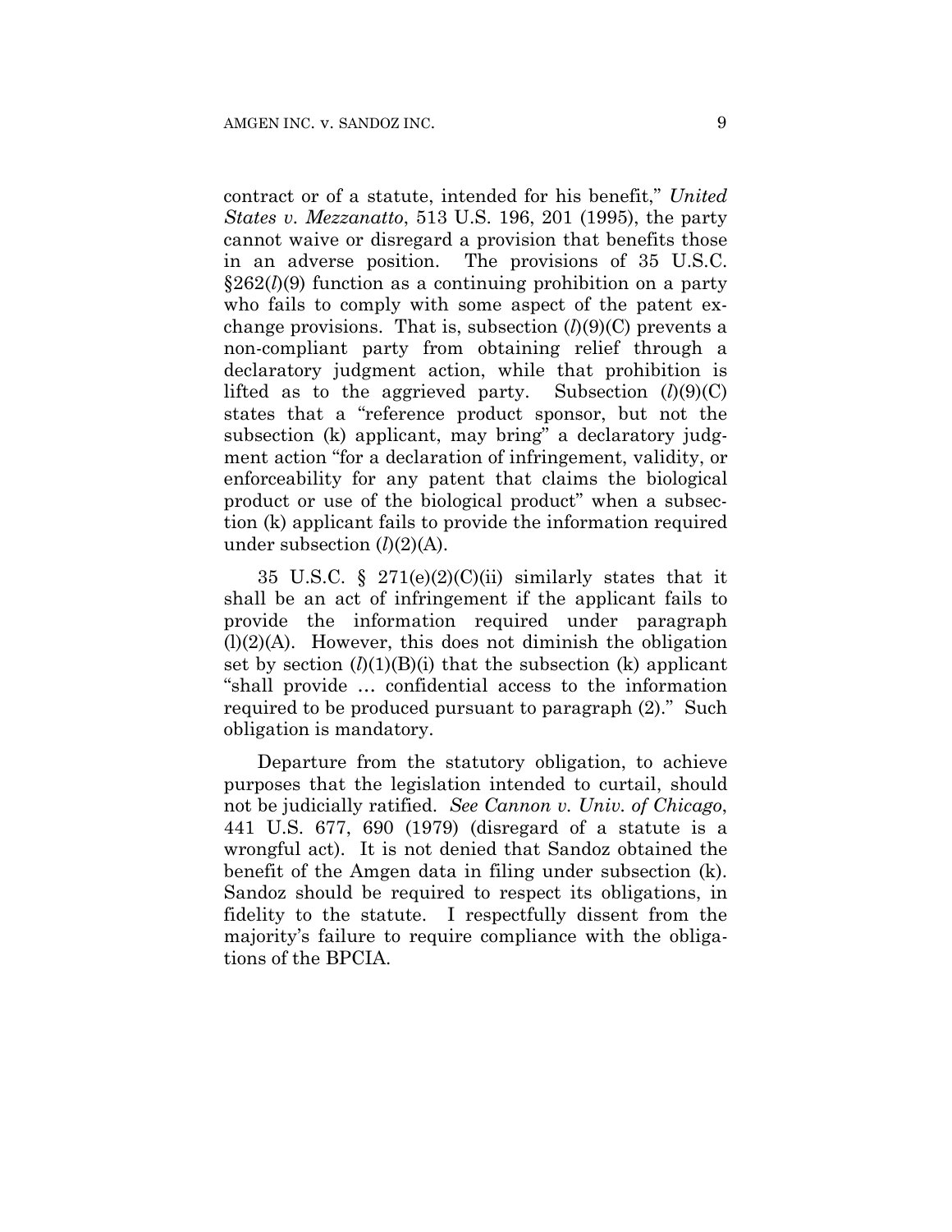contract or of a statute, intended for his benefit," *United States v. Mezzanatto*, 513 U.S. 196, 201 (1995), the party cannot waive or disregard a provision that benefits those in an adverse position. The provisions of 35 U.S.C. §262(*l*)(9) function as a continuing prohibition on a party who fails to comply with some aspect of the patent exchange provisions. That is, subsection (*l*)(9)(C) prevents a non-compliant party from obtaining relief through a declaratory judgment action, while that prohibition is lifted as to the aggrieved party. Subsection (*l*)(9)(C) states that a "reference product sponsor, but not the subsection (k) applicant, may bring" a declaratory judgment action "for a declaration of infringement, validity, or enforceability for any patent that claims the biological product or use of the biological product" when a subsection (k) applicant fails to provide the information required under subsection (*l*)(2)(A).

35 U.S.C. § 271(e)(2)(C)(ii) similarly states that it shall be an act of infringement if the applicant fails to provide the information required under paragraph (l)(2)(A). However, this does not diminish the obligation set by section (*l*)(1)(B)(i) that the subsection (k) applicant "shall provide … confidential access to the information required to be produced pursuant to paragraph (2)." Such obligation is mandatory.

Departure from the statutory obligation, to achieve purposes that the legislation intended to curtail, should not be judicially ratified. *See Cannon v. Univ. of Chicago*, 441 U.S. 677, 690 (1979) (disregard of a statute is a wrongful act). It is not denied that Sandoz obtained the benefit of the Amgen data in filing under subsection (k). Sandoz should be required to respect its obligations, in fidelity to the statute. I respectfully dissent from the majority's failure to require compliance with the obligations of the BPCIA.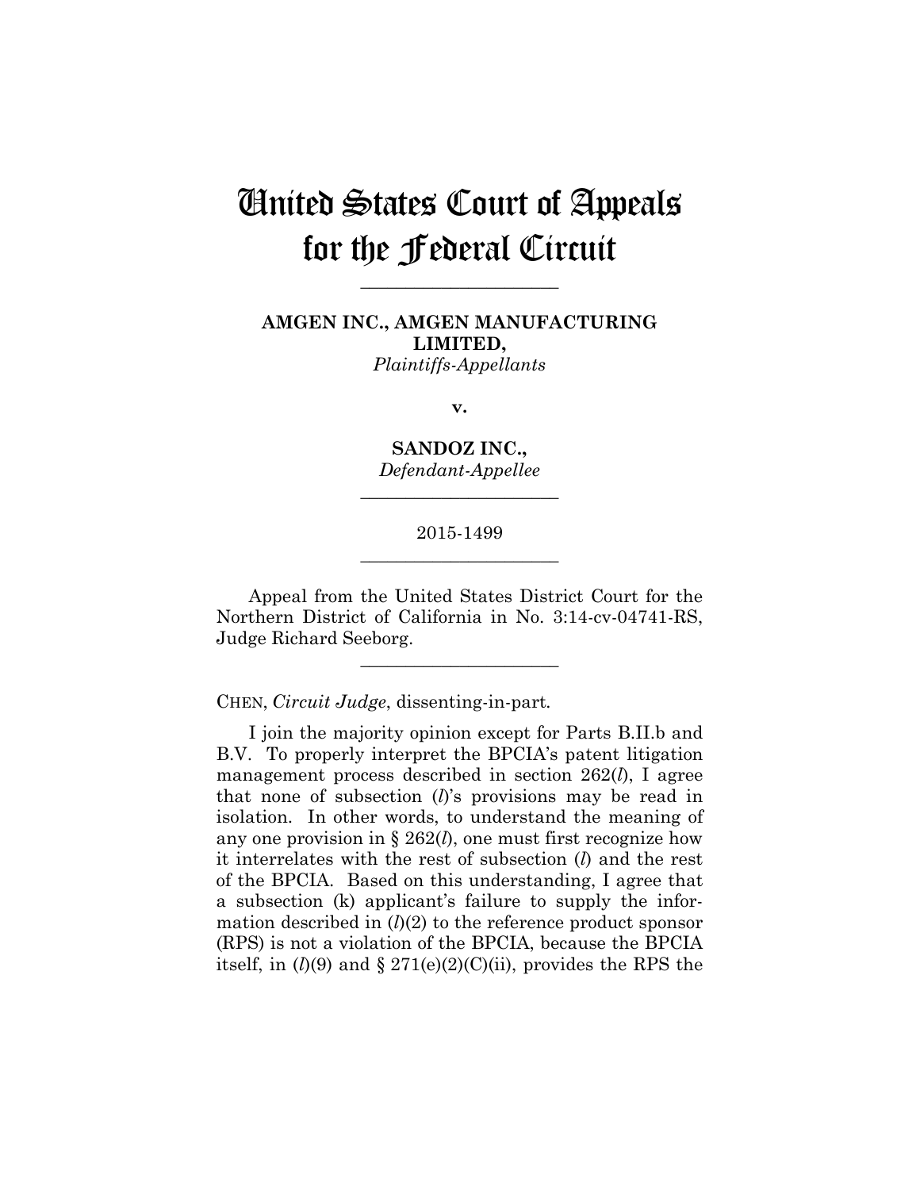# United States Court of Appeals for the Federal Circuit

______________________

**AMGEN INC., AMGEN MANUFACTURING LIMITED,**
*Plaintiffs-Appellants*

**v.**

**SANDOZ INC.,**
*Defendant-Appellee*

______________________

2015-1499

______________________

Appeal from the United States District Court for the Northern District of California in No. 3:14-cv-04741-RS, Judge Richard Seeborg.

______________________

CHEN, *Circuit Judge*, dissenting-in-part.

I join the majority opinion except for Parts B.II.b and B.V. To properly interpret the BPCIA's patent litigation management process described in section 262(*l*), I agree that none of subsection (*l*)'s provisions may be read in isolation. In other words, to understand the meaning of any one provision in § 262(*l*), one must first recognize how it interrelates with the rest of subsection (*l*) and the rest of the BPCIA. Based on this understanding, I agree that a subsection (k) applicant's failure to supply the information described in (*l*)(2) to the reference product sponsor (RPS) is not a violation of the BPCIA, because the BPCIA itself, in (*l*)(9) and § 271(e)(2)(C)(ii), provides the RPS the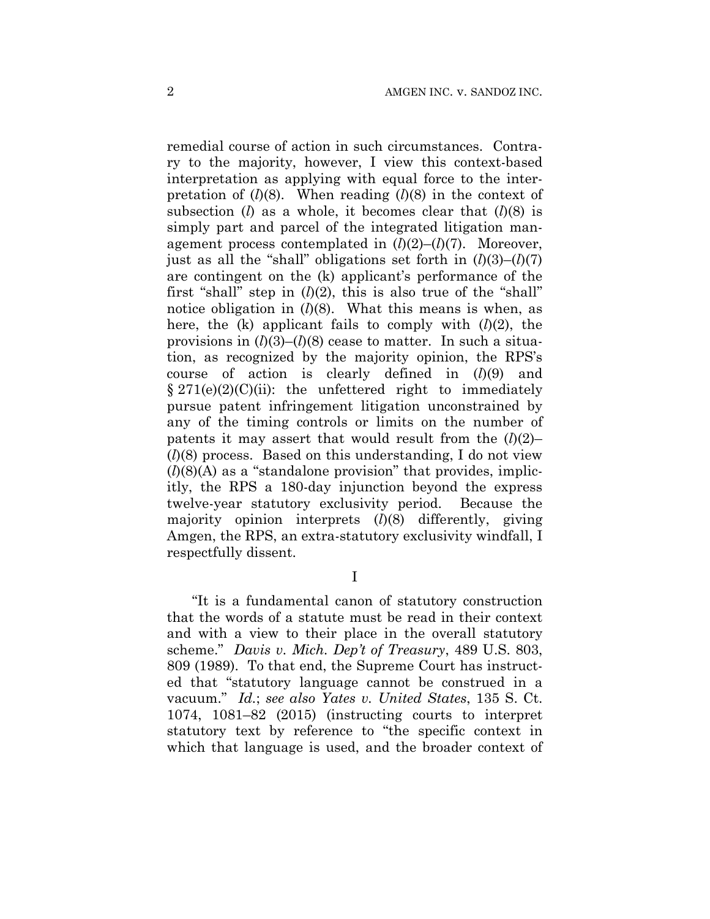remedial course of action in such circumstances. Contrary to the majority, however, I view this context-based interpretation as applying with equal force to the interpretation of (*l*)(8). When reading (*l*)(8) in the context of subsection (*l*) as a whole, it becomes clear that (*l*)(8) is simply part and parcel of the integrated litigation management process contemplated in (*l*)(2)–(*l*)(7). Moreover, just as all the "shall" obligations set forth in (*l*)(3)–(*l*)(7) are contingent on the (k) applicant's performance of the first "shall" step in (*l*)(2), this is also true of the "shall" notice obligation in (*l*)(8). What this means is when, as here, the (k) applicant fails to comply with (*l*)(2), the provisions in (*l*)(3)–(*l*)(8) cease to matter. In such a situation, as recognized by the majority opinion, the RPS's course of action is clearly defined in (*l*)(9) and § 271(e)(2)(C)(ii): the unfettered right to immediately pursue patent infringement litigation unconstrained by any of the timing controls or limits on the number of patents it may assert that would result from the (*l*)(2)–(*l*)(8) process. Based on this understanding, I do not view (*l*)(8)(A) as a "standalone provision" that provides, implicitly, the RPS a 180-day injunction beyond the express twelve-year statutory exclusivity period. Because the majority opinion interprets (*l*)(8) differently, giving Amgen, the RPS, an extra-statutory exclusivity windfall, I respectfully dissent.

I

"It is a fundamental canon of statutory construction that the words of a statute must be read in their context and with a view to their place in the overall statutory scheme." *Davis v. Mich. Dep't of Treasury*, 489 U.S. 803, 809 (1989). To that end, the Supreme Court has instructed that "statutory language cannot be construed in a vacuum." *Id.*; *see also Yates v. United States*, 135 S. Ct. 1074, 1081–82 (2015) (instructing courts to interpret statutory text by reference to "the specific context in which that language is used, and the broader context of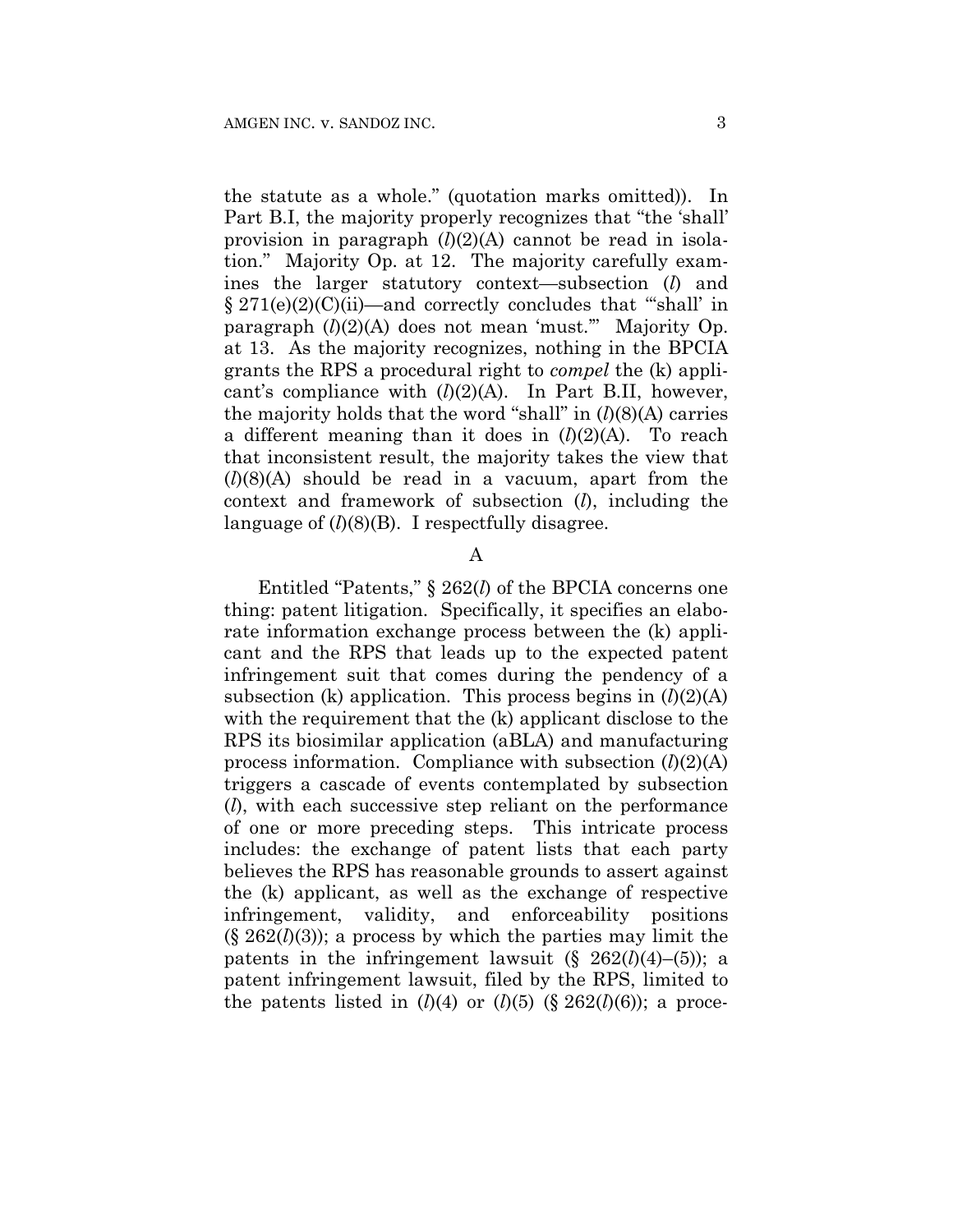the statute as a whole." (quotation marks omitted)). In Part B.I, the majority properly recognizes that "the 'shall' provision in paragraph (*l*)(2)(A) cannot be read in isolation." Majority Op. at 12. The majority carefully examines the larger statutory context—subsection (*l*) and § 271(e)(2)(C)(ii)—and correctly concludes that "'shall' in paragraph (*l*)(2)(A) does not mean 'must.'" Majority Op. at 13. As the majority recognizes, nothing in the BPCIA grants the RPS a procedural right to *compel* the (k) applicant's compliance with (*l*)(2)(A). In Part B.II, however, the majority holds that the word "shall" in (*l*)(8)(A) carries a different meaning than it does in (*l*)(2)(A). To reach that inconsistent result, the majority takes the view that (*l*)(8)(A) should be read in a vacuum, apart from the context and framework of subsection (*l*), including the language of (*l*)(8)(B). I respectfully disagree.

A

Entitled "Patents," § 262(*l*) of the BPCIA concerns one thing: patent litigation. Specifically, it specifies an elaborate information exchange process between the (k) applicant and the RPS that leads up to the expected patent infringement suit that comes during the pendency of a subsection (k) application. This process begins in (*l*)(2)(A) with the requirement that the (k) applicant disclose to the RPS its biosimilar application (aBLA) and manufacturing process information. Compliance with subsection (*l*)(2)(A) triggers a cascade of events contemplated by subsection (*l*), with each successive step reliant on the performance of one or more preceding steps. This intricate process includes: the exchange of patent lists that each party believes the RPS has reasonable grounds to assert against the (k) applicant, as well as the exchange of respective infringement, validity, and enforceability positions (§ 262(*l*)(3)); a process by which the parties may limit the patents in the infringement lawsuit (§ 262(*l*)(4)–(5)); a patent infringement lawsuit, filed by the RPS, limited to the patents listed in (*l*)(4) or (*l*)(5) (§ 262(*l*)(6)); a proce-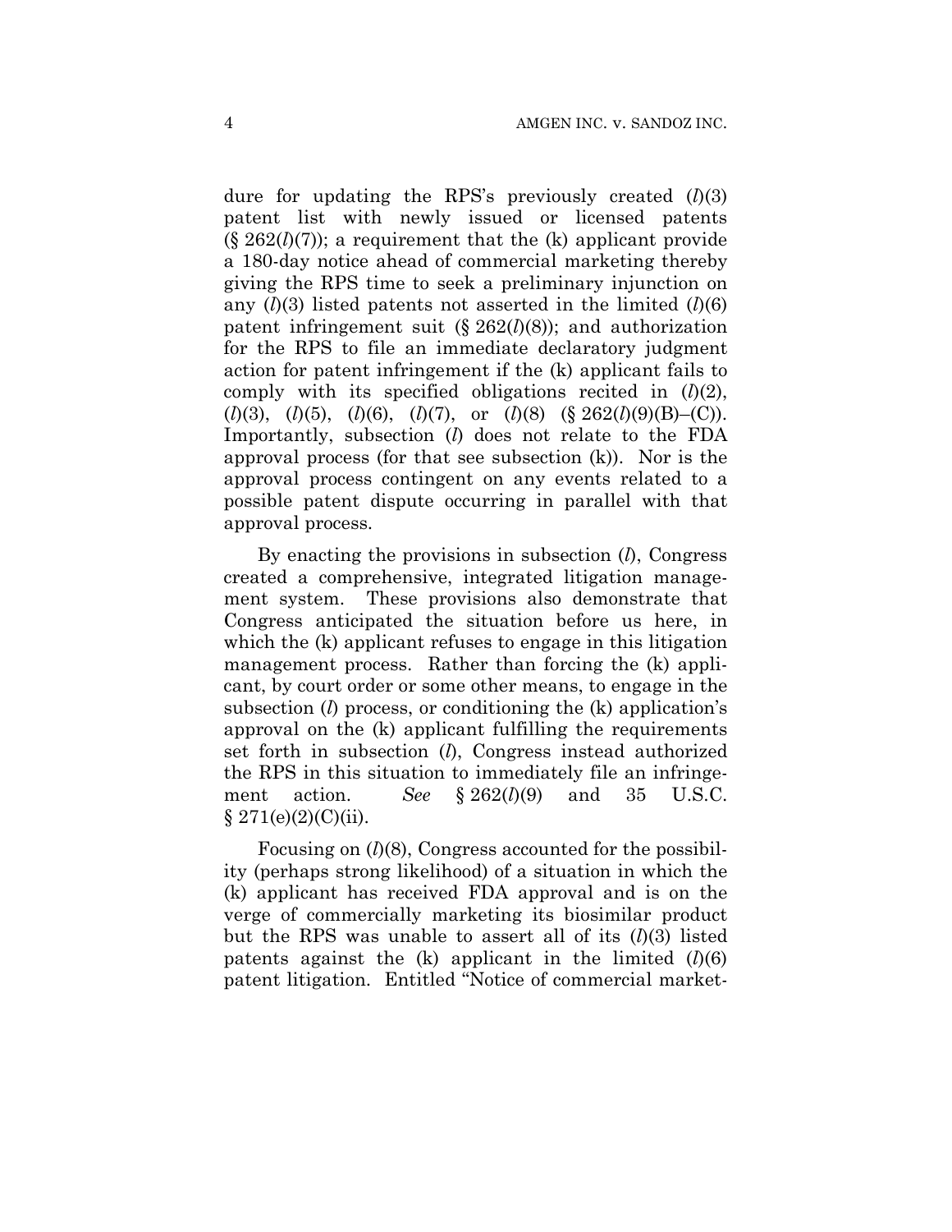dure for updating the RPS's previously created (*l*)(3) patent list with newly issued or licensed patents (§ 262(*l*)(7)); a requirement that the (k) applicant provide a 180-day notice ahead of commercial marketing thereby giving the RPS time to seek a preliminary injunction on any (*l*)(3) listed patents not asserted in the limited (*l*)(6) patent infringement suit (§ 262(*l*)(8)); and authorization for the RPS to file an immediate declaratory judgment action for patent infringement if the (k) applicant fails to comply with its specified obligations recited in (*l*)(2), (*l*)(3), (*l*)(5), (*l*)(6), (*l*)(7), or (*l*)(8) (§ 262(*l*)(9)(B)–(C)). Importantly, subsection (*l*) does not relate to the FDA approval process (for that see subsection (k)). Nor is the approval process contingent on any events related to a possible patent dispute occurring in parallel with that approval process.

By enacting the provisions in subsection (*l*), Congress created a comprehensive, integrated litigation management system. These provisions also demonstrate that Congress anticipated the situation before us here, in which the (k) applicant refuses to engage in this litigation management process. Rather than forcing the (k) applicant, by court order or some other means, to engage in the subsection (*l*) process, or conditioning the (k) application's approval on the (k) applicant fulfilling the requirements set forth in subsection (*l*), Congress instead authorized the RPS in this situation to immediately file an infringement action. *See* § 262(*l*)(9) and 35 U.S.C. § 271(e)(2)(C)(ii).

Focusing on (*l*)(8), Congress accounted for the possibility (perhaps strong likelihood) of a situation in which the (k) applicant has received FDA approval and is on the verge of commercially marketing its biosimilar product but the RPS was unable to assert all of its (*l*)(3) listed patents against the (k) applicant in the limited (*l*)(6) patent litigation. Entitled "Notice of commercial market-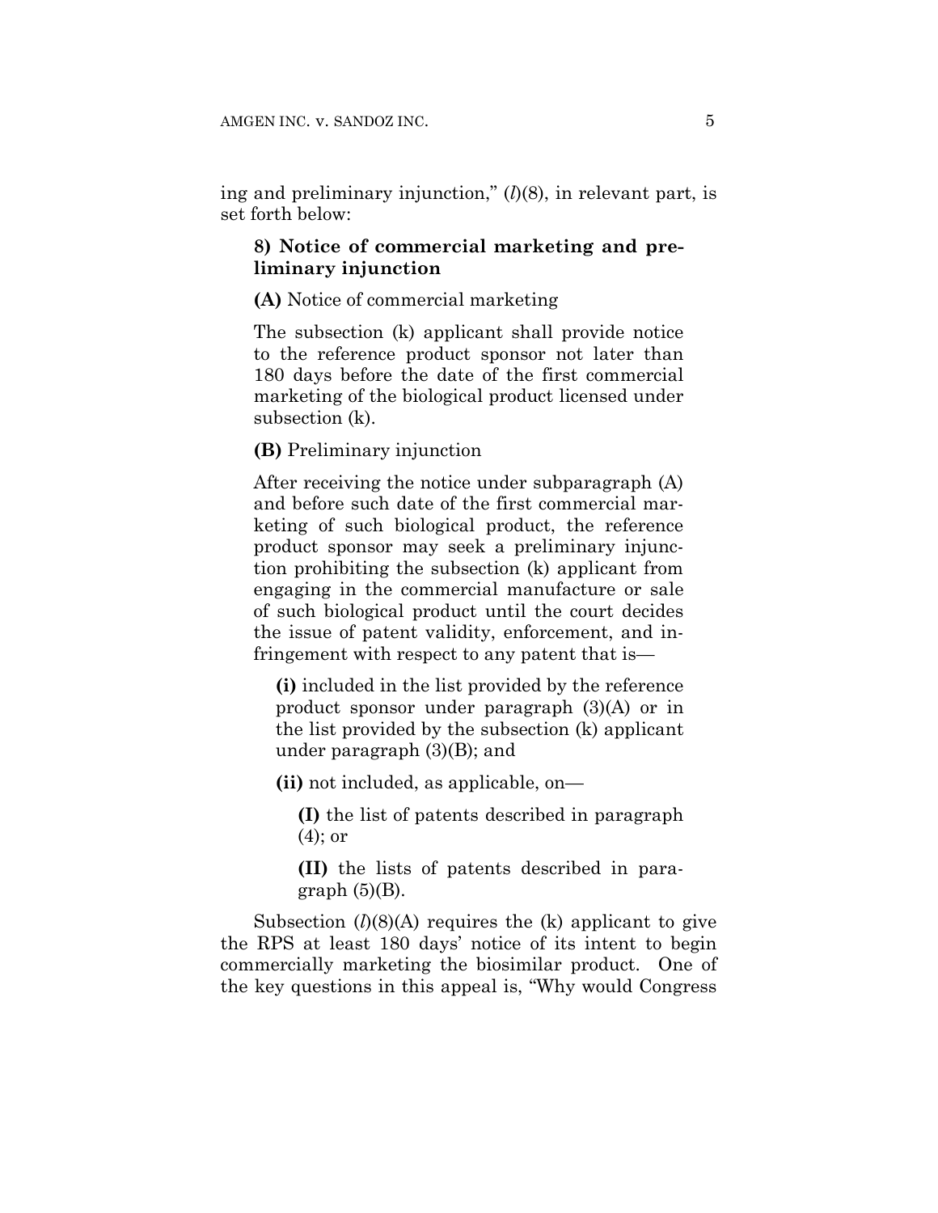ing and preliminary injunction," (*l*)(8), in relevant part, is set forth below:

> **8) Notice of commercial marketing and preliminary injunction**
>
> **(A)** Notice of commercial marketing
>
> The subsection (k) applicant shall provide notice to the reference product sponsor not later than 180 days before the date of the first commercial marketing of the biological product licensed under subsection (k).
>
> **(B)** Preliminary injunction
>
> After receiving the notice under subparagraph (A) and before such date of the first commercial marketing of such biological product, the reference product sponsor may seek a preliminary injunction prohibiting the subsection (k) applicant from engaging in the commercial manufacture or sale of such biological product until the court decides the issue of patent validity, enforcement, and infringement with respect to any patent that is—
>
> > **(i)** included in the list provided by the reference product sponsor under paragraph (3)(A) or in the list provided by the subsection (k) applicant under paragraph (3)(B); and
> >
> > **(ii)** not included, as applicable, on—
> >
> > > **(I)** the list of patents described in paragraph (4); or
> > >
> > > **(II)** the lists of patents described in paragraph (5)(B).

Subsection (*l*)(8)(A) requires the (k) applicant to give the RPS at least 180 days' notice of its intent to begin commercially marketing the biosimilar product. One of the key questions in this appeal is, "Why would Congress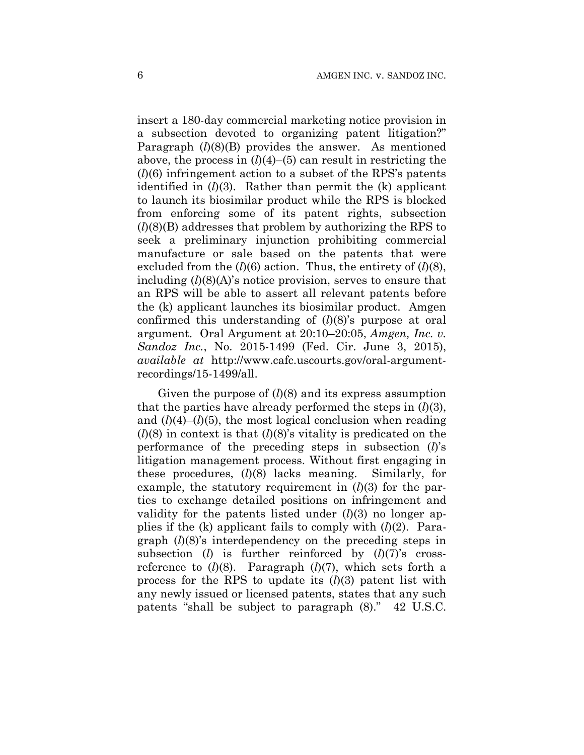insert a 180-day commercial marketing notice provision in a subsection devoted to organizing patent litigation?" Paragraph (*l*)(8)(B) provides the answer. As mentioned above, the process in (*l*)(4)–(5) can result in restricting the (*l*)(6) infringement action to a subset of the RPS's patents identified in (*l*)(3). Rather than permit the (k) applicant to launch its biosimilar product while the RPS is blocked from enforcing some of its patent rights, subsection (*l*)(8)(B) addresses that problem by authorizing the RPS to seek a preliminary injunction prohibiting commercial manufacture or sale based on the patents that were excluded from the (*l*)(6) action. Thus, the entirety of (*l*)(8), including (*l*)(8)(A)'s notice provision, serves to ensure that an RPS will be able to assert all relevant patents before the (k) applicant launches its biosimilar product. Amgen confirmed this understanding of (*l*)(8)'s purpose at oral argument. Oral Argument at 20:10–20:05, *Amgen, Inc. v. Sandoz Inc.*, No. 2015-1499 (Fed. Cir. June 3, 2015), *available at* http://www.cafc.uscourts.gov/oral-argument-recordings/15-1499/all.

Given the purpose of (*l*)(8) and its express assumption that the parties have already performed the steps in (*l*)(3), and (*l*)(4)–(*l*)(5), the most logical conclusion when reading (*l*)(8) in context is that (*l*)(8)'s vitality is predicated on the performance of the preceding steps in subsection (*l*)'s litigation management process. Without first engaging in these procedures, (*l*)(8) lacks meaning. Similarly, for example, the statutory requirement in (*l*)(3) for the parties to exchange detailed positions on infringement and validity for the patents listed under (*l*)(3) no longer applies if the (k) applicant fails to comply with (*l*)(2). Paragraph (*l*)(8)'s interdependency on the preceding steps in subsection (*l*) is further reinforced by (*l*)(7)'s cross-reference to (*l*)(8). Paragraph (*l*)(7), which sets forth a process for the RPS to update its (*l*)(3) patent list with any newly issued or licensed patents, states that any such patents "shall be subject to paragraph (8)." 42 U.S.C.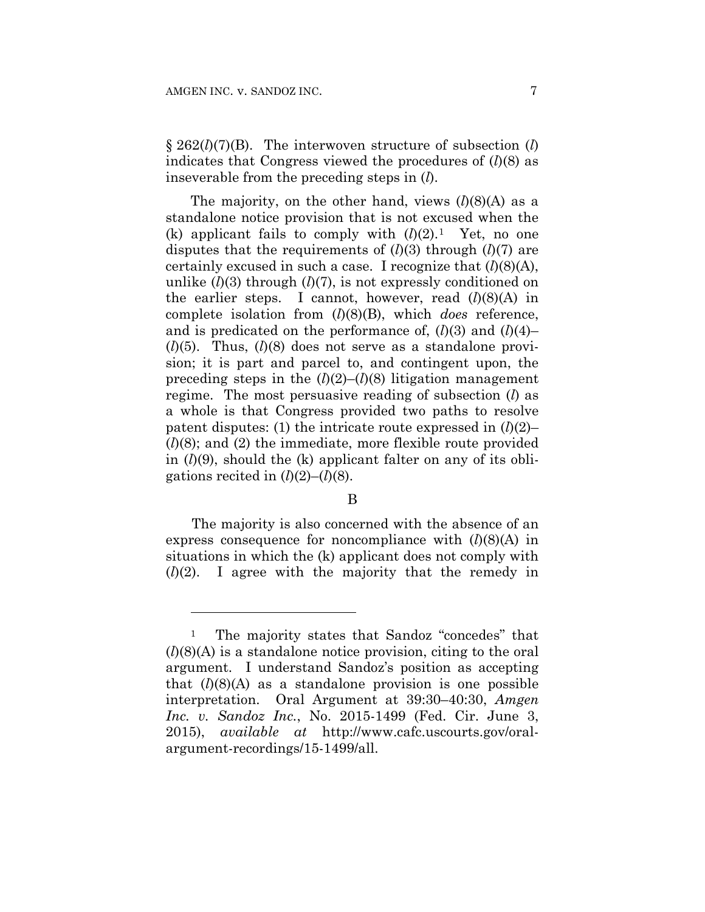§ 262(*l*)(7)(B). The interwoven structure of subsection (*l*) indicates that Congress viewed the procedures of (*l*)(8) as inseverable from the preceding steps in (*l*).

The majority, on the other hand, views (*l*)(8)(A) as a standalone notice provision that is not excused when the (k) applicant fails to comply with (*l*)(2).[1] Yet, no one disputes that the requirements of (*l*)(3) through (*l*)(7) are certainly excused in such a case. I recognize that (*l*)(8)(A), unlike (*l*)(3) through (*l*)(7), is not expressly conditioned on the earlier steps. I cannot, however, read (*l*)(8)(A) in complete isolation from (*l*)(8)(B), which *does* reference, and is predicated on the performance of, (*l*)(3) and (*l*)(4)–(*l*)(5). Thus, (*l*)(8) does not serve as a standalone provision; it is part and parcel to, and contingent upon, the preceding steps in the (*l*)(2)–(*l*)(8) litigation management regime. The most persuasive reading of subsection (*l*) as a whole is that Congress provided two paths to resolve patent disputes: (1) the intricate route expressed in (*l*)(2)–(*l*)(8); and (2) the immediate, more flexible route provided in (*l*)(9), should the (k) applicant falter on any of its obligations recited in (*l*)(2)–(*l*)(8).

B

The majority is also concerned with the absence of an express consequence for noncompliance with (*l*)(8)(A) in situations in which the (k) applicant does not comply with (*l*)(2). I agree with the majority that the remedy in

---

[1] The majority states that Sandoz "concedes" that (*l*)(8)(A) is a standalone notice provision, citing to the oral argument. I understand Sandoz's position as accepting that (*l*)(8)(A) as a standalone provision is one possible interpretation. Oral Argument at 39:30–40:30, *Amgen Inc. v. Sandoz Inc.*, No. 2015-1499 (Fed. Cir. June 3, 2015), *available at* http://www.cafc.uscourts.gov/oral-argument-recordings/15-1499/all.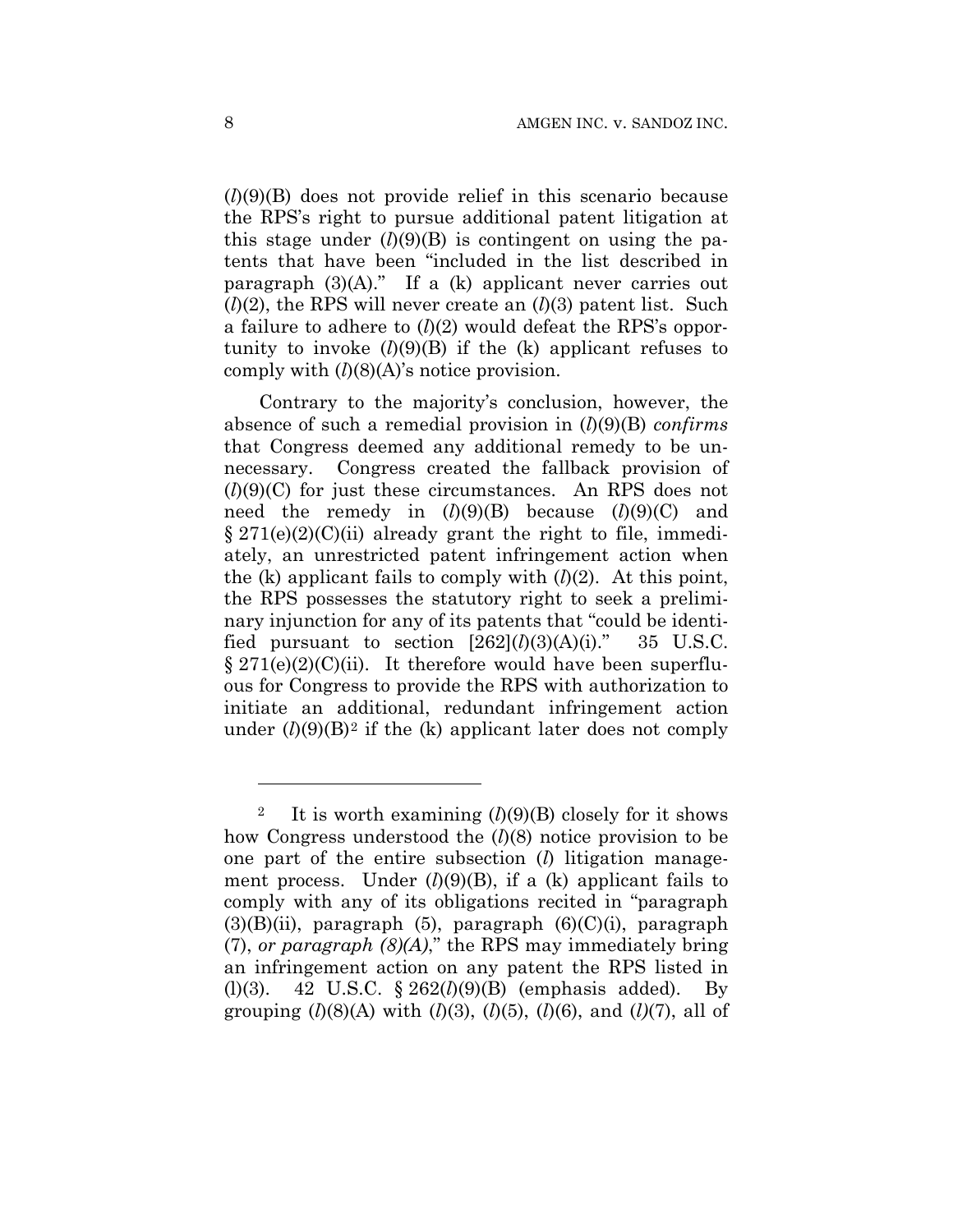(*l*)(9)(B) does not provide relief in this scenario because the RPS's right to pursue additional patent litigation at this stage under (*l*)(9)(B) is contingent on using the patents that have been "included in the list described in paragraph (3)(A)." If a (k) applicant never carries out (*l*)(2), the RPS will never create an (*l*)(3) patent list. Such a failure to adhere to (*l*)(2) would defeat the RPS's opportunity to invoke (*l*)(9)(B) if the (k) applicant refuses to comply with (*l*)(8)(A)'s notice provision.

Contrary to the majority's conclusion, however, the absence of such a remedial provision in (*l*)(9)(B) *confirms* that Congress deemed any additional remedy to be unnecessary. Congress created the fallback provision of (*l*)(9)(C) for just these circumstances. An RPS does not need the remedy in (*l*)(9)(B) because (*l*)(9)(C) and § 271(e)(2)(C)(ii) already grant the right to file, immediately, an unrestricted patent infringement action when the (k) applicant fails to comply with (*l*)(2). At this point, the RPS possesses the statutory right to seek a preliminary injunction for any of its patents that "could be identified pursuant to section [262](*l*)(3)(A)(i)." 35 U.S.C. § 271(e)(2)(C)(ii). It therefore would have been superfluous for Congress to provide the RPS with authorization to initiate an additional, redundant infringement action under (*l*)(9)(B)[2] if the (k) applicant later does not comply

---

[2] It is worth examining (*l*)(9)(B) closely for it shows how Congress understood the (*l*)(8) notice provision to be one part of the entire subsection (*l*) litigation management process. Under (*l*)(9)(B), if a (k) applicant fails to comply with any of its obligations recited in "paragraph (3)(B)(ii), paragraph (5), paragraph (6)(C)(i), paragraph (7), *or paragraph (8)(A)*," the RPS may immediately bring an infringement action on any patent the RPS listed in (l)(3). 42 U.S.C. § 262(*l*)(9)(B) (emphasis added). By grouping (*l*)(8)(A) with (*l*)(3), (*l*)(5), (*l*)(6), and (*l*)(7), all of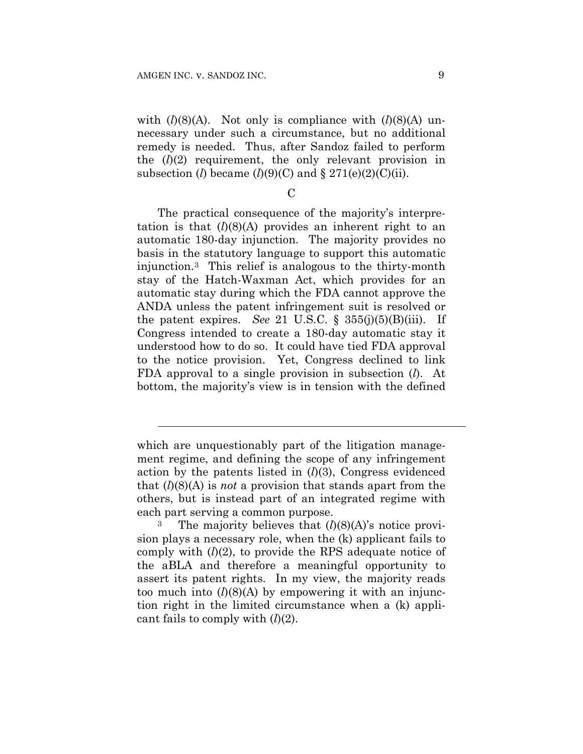with (*l*)(8)(A). Not only is compliance with (*l*)(8)(A) unnecessary under such a circumstance, but no additional remedy is needed. Thus, after Sandoz failed to perform the (*l*)(2) requirement, the only relevant provision in subsection (*l*) became (*l*)(9)(C) and § 271(e)(2)(C)(ii).

C

The practical consequence of the majority's interpretation is that (*l*)(8)(A) provides an inherent right to an automatic 180-day injunction. The majority provides no basis in the statutory language to support this automatic injunction.[3] This relief is analogous to the thirty-month stay of the Hatch-Waxman Act, which provides for an automatic stay during which the FDA cannot approve the ANDA unless the patent infringement suit is resolved or the patent expires. *See* 21 U.S.C. § 355(j)(5)(B)(iii). If Congress intended to create a 180-day automatic stay it understood how to do so. It could have tied FDA approval to the notice provision. Yet, Congress declined to link FDA approval to a single provision in subsection (*l*). At bottom, the majority's view is in tension with the defined

---

which are unquestionably part of the litigation management regime, and defining the scope of any infringement action by the patents listed in (*l*)(3), Congress evidenced that (*l*)(8)(A) is *not* a provision that stands apart from the others, but is instead part of an integrated regime with each part serving a common purpose.

[3] The majority believes that (*l*)(8)(A)'s notice provision plays a necessary role, when the (k) applicant fails to comply with (*l*)(2), to provide the RPS adequate notice of the aBLA and therefore a meaningful opportunity to assert its patent rights. In my view, the majority reads too much into (*l*)(8)(A) by empowering it with an injunction right in the limited circumstance when a (k) applicant fails to comply with (*l*)(2).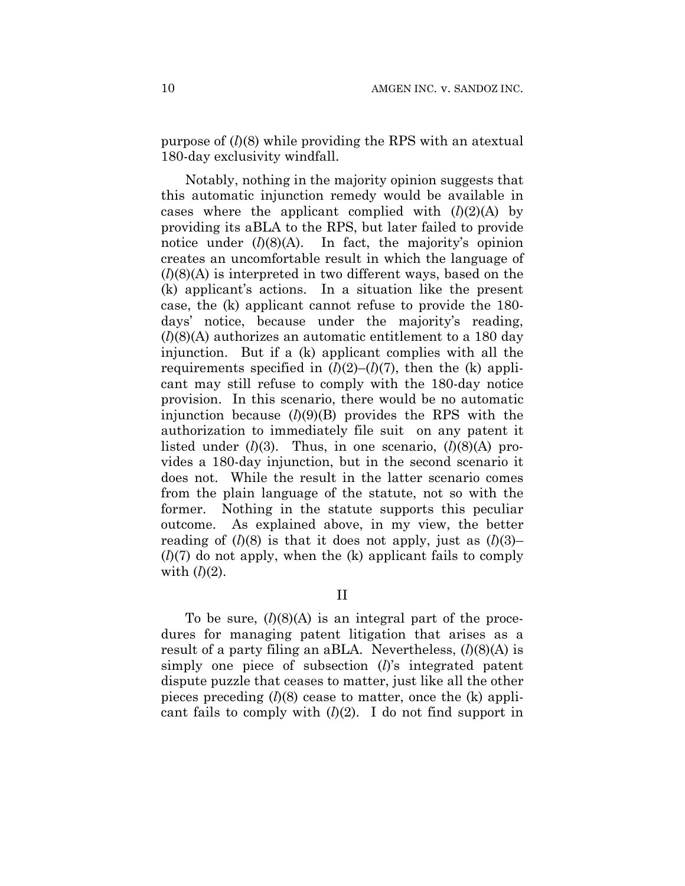purpose of (*l*)(8) while providing the RPS with an atextual 180-day exclusivity windfall.

Notably, nothing in the majority opinion suggests that this automatic injunction remedy would be available in cases where the applicant complied with (*l*)(2)(A) by providing its aBLA to the RPS, but later failed to provide notice under (*l*)(8)(A). In fact, the majority's opinion creates an uncomfortable result in which the language of (*l*)(8)(A) is interpreted in two different ways, based on the (k) applicant's actions. In a situation like the present case, the (k) applicant cannot refuse to provide the 180-days' notice, because under the majority's reading, (*l*)(8)(A) authorizes an automatic entitlement to a 180 day injunction. But if a (k) applicant complies with all the requirements specified in (*l*)(2)–(*l*)(7), then the (k) applicant may still refuse to comply with the 180-day notice provision. In this scenario, there would be no automatic injunction because (*l*)(9)(B) provides the RPS with the authorization to immediately file suit on any patent it listed under (*l*)(3). Thus, in one scenario, (*l*)(8)(A) provides a 180-day injunction, but in the second scenario it does not. While the result in the latter scenario comes from the plain language of the statute, not so with the former. Nothing in the statute supports this peculiar outcome. As explained above, in my view, the better reading of (*l*)(8) is that it does not apply, just as (*l*)(3)–(*l*)(7) do not apply, when the (k) applicant fails to comply with (*l*)(2).

## II

To be sure, (*l*)(8)(A) is an integral part of the procedures for managing patent litigation that arises as a result of a party filing an aBLA. Nevertheless, (*l*)(8)(A) is simply one piece of subsection (*l*)'s integrated patent dispute puzzle that ceases to matter, just like all the other pieces preceding (*l*)(8) cease to matter, once the (k) applicant fails to comply with (*l*)(2). I do not find support in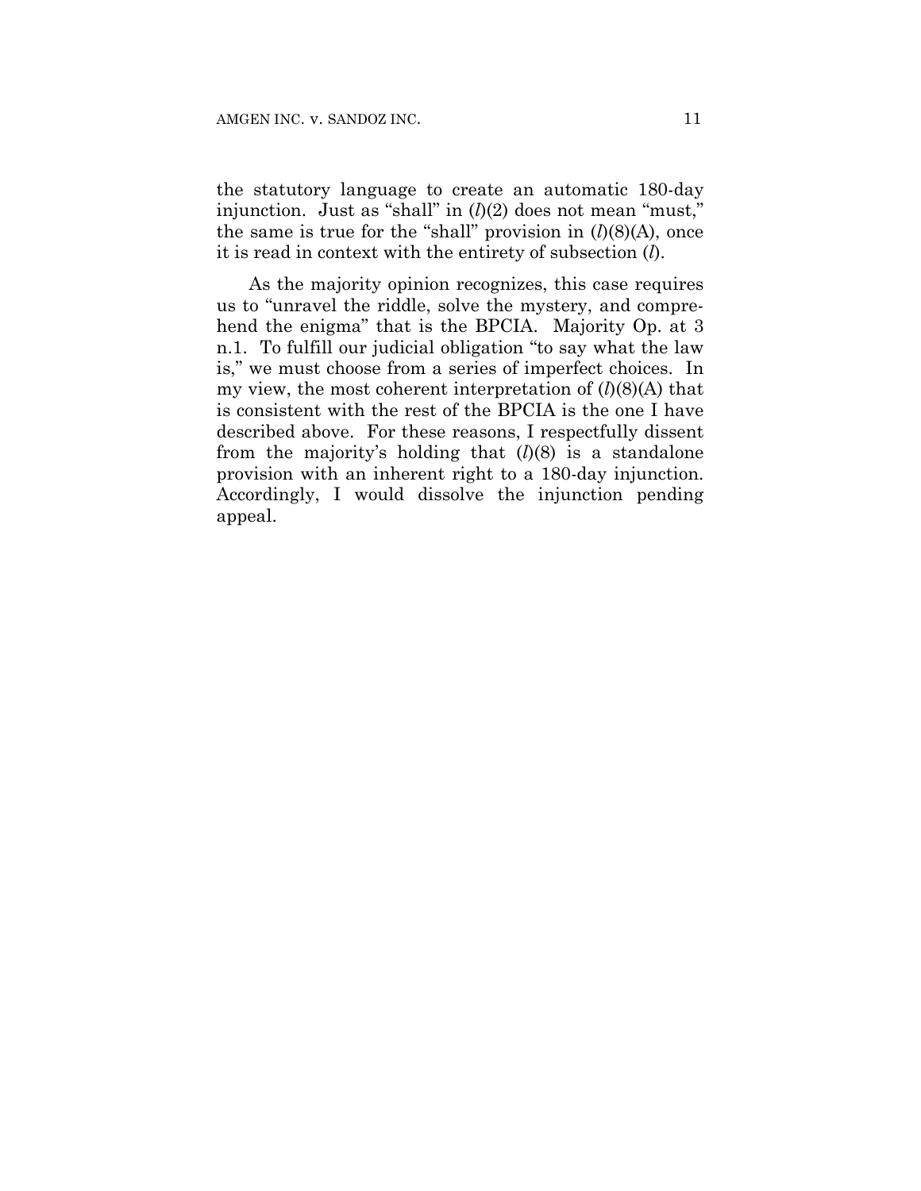the statutory language to create an automatic 180-day injunction. Just as "shall" in (*l*)(2) does not mean "must," the same is true for the "shall" provision in (*l*)(8)(A), once it is read in context with the entirety of subsection (*l*).

As the majority opinion recognizes, this case requires us to "unravel the riddle, solve the mystery, and comprehend the enigma" that is the BPCIA. Majority Op. at 3 n.1. To fulfill our judicial obligation "to say what the law is," we must choose from a series of imperfect choices. In my view, the most coherent interpretation of (*l*)(8)(A) that is consistent with the rest of the BPCIA is the one I have described above. For these reasons, I respectfully dissent from the majority's holding that (*l*)(8) is a standalone provision with an inherent right to a 180-day injunction. Accordingly, I would dissolve the injunction pending appeal.